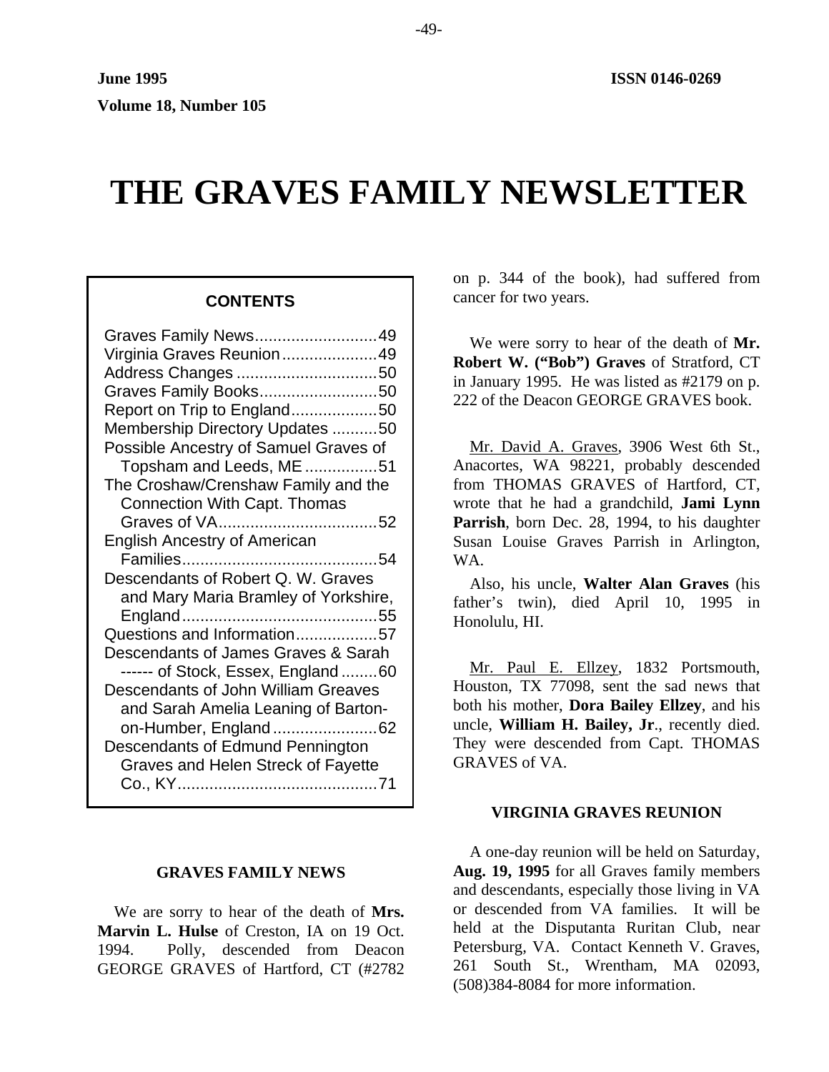**June 1995** **ISSN 0146-0269**

**Volume 18, Number 105**

# THE GRAVES FAMILY NEWSLETTER

**CONTENTS**

- Graves Family News ........ 49
- Virginia Graves Reunion ........ 49
- Address Changes ........ 50
- Graves Family Books ........ 50
- Report on Trip to England ........ 50
- Membership Directory Updates ........ 50
- Possible Ancestry of Samuel Graves of Topsham and Leeds, ME ........ 51
- The Croshaw/Crenshaw Family and the Connection With Capt. Thomas Graves of VA ........ 52
- English Ancestry of American Families ........ 54
- Descendants of Robert Q. W. Graves and Mary Maria Bramley of Yorkshire, England ........ 55
- Questions and Information ........ 57
- Descendants of James Graves & Sarah ------ of Stock, Essex, England ........ 60
- Descendants of John William Greaves and Sarah Amelia Leaning of Barton-on-Humber, England ........ 62
- Descendants of Edmund Pennington Graves and Helen Streck of Fayette Co., KY ........ 71

## GRAVES FAMILY NEWS

We are sorry to hear of the death of **Mrs. Marvin L. Hulse** of Creston, IA on 19 Oct. 1994. Polly, descended from Deacon GEORGE GRAVES of Hartford, CT (#2782 on p. 344 of the book), had suffered from cancer for two years.

We were sorry to hear of the death of **Mr. Robert W. ("Bob") Graves** of Stratford, CT in January 1995. He was listed as #2179 on p. 222 of the Deacon GEORGE GRAVES book.

Mr. David A. Graves, 3906 West 6th St., Anacortes, WA 98221, probably descended from THOMAS GRAVES of Hartford, CT, wrote that he had a grandchild, **Jami Lynn Parrish**, born Dec. 28, 1994, to his daughter Susan Louise Graves Parrish in Arlington, WA.

Also, his uncle, **Walter Alan Graves** (his father's twin), died April 10, 1995 in Honolulu, HI.

Mr. Paul E. Ellzey, 1832 Portsmouth, Houston, TX 77098, sent the sad news that both his mother, **Dora Bailey Ellzey**, and his uncle, **William H. Bailey, Jr**., recently died. They were descended from Capt. THOMAS GRAVES of VA.

## VIRGINIA GRAVES REUNION

A one-day reunion will be held on Saturday, **Aug. 19, 1995** for all Graves family members and descendants, especially those living in VA or descended from VA families. It will be held at the Disputanta Ruritan Club, near Petersburg, VA. Contact Kenneth V. Graves, 261 South St., Wrentham, MA 02093, (508)384-8084 for more information.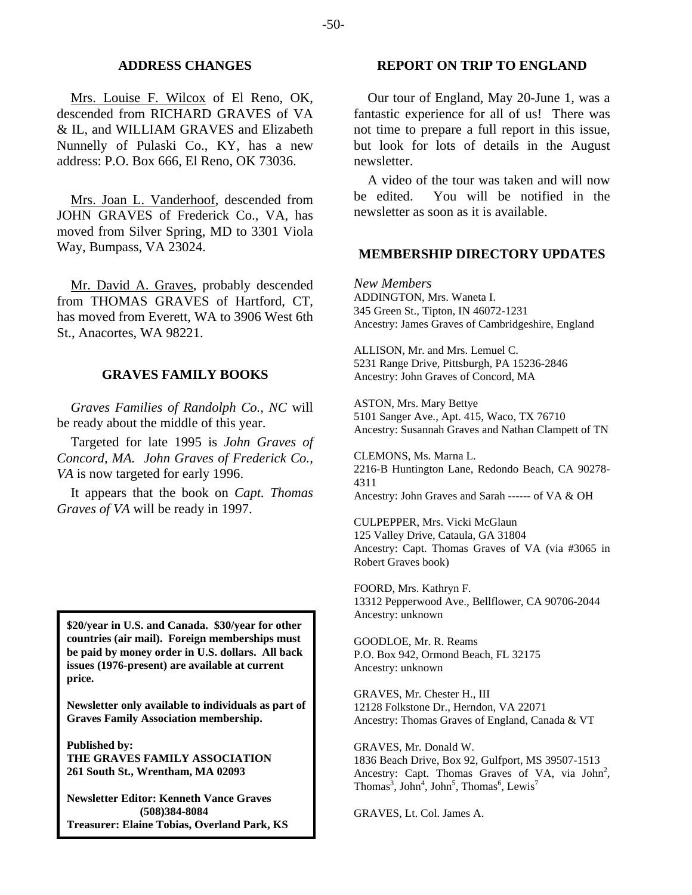## ADDRESS CHANGES

Mrs. Louise F. Wilcox of El Reno, OK, descended from RICHARD GRAVES of VA & IL, and WILLIAM GRAVES and Elizabeth Nunnelly of Pulaski Co., KY, has a new address: P.O. Box 666, El Reno, OK 73036.

Mrs. Joan L. Vanderhoof, descended from JOHN GRAVES of Frederick Co., VA, has moved from Silver Spring, MD to 3301 Viola Way, Bumpass, VA 23024.

Mr. David A. Graves, probably descended from THOMAS GRAVES of Hartford, CT, has moved from Everett, WA to 3906 West 6th St., Anacortes, WA 98221.

## GRAVES FAMILY BOOKS

*Graves Families of Randolph Co., NC* will be ready about the middle of this year.

Targeted for late 1995 is *John Graves of Concord, MA. John Graves of Frederick Co., VA* is now targeted for early 1996.

It appears that the book on *Capt. Thomas Graves of VA* will be ready in 1997.

**$20/year in U.S. and Canada. $30/year for other countries (air mail). Foreign memberships must be paid by money order in U.S. dollars. All back issues (1976-present) are available at current price.**

**Newsletter only available to individuals as part of Graves Family Association membership.**

**Published by:**
**THE GRAVES FAMILY ASSOCIATION**
**261 South St., Wrentham, MA 02093**

**Newsletter Editor: Kenneth Vance Graves**
**(508)384-8084**
**Treasurer: Elaine Tobias, Overland Park, KS**

## REPORT ON TRIP TO ENGLAND

Our tour of England, May 20-June 1, was a fantastic experience for all of us! There was not time to prepare a full report in this issue, but look for lots of details in the August newsletter.

A video of the tour was taken and will now be edited. You will be notified in the newsletter as soon as it is available.

## MEMBERSHIP DIRECTORY UPDATES

*New Members*

ADDINGTON, Mrs. Waneta I.
345 Green St., Tipton, IN 46072-1231
Ancestry: James Graves of Cambridgeshire, England

ALLISON, Mr. and Mrs. Lemuel C.
5231 Range Drive, Pittsburgh, PA 15236-2846
Ancestry: John Graves of Concord, MA

ASTON, Mrs. Mary Bettye
5101 Sanger Ave., Apt. 415, Waco, TX 76710
Ancestry: Susannah Graves and Nathan Clampett of TN

CLEMONS, Ms. Marna L.
2216-B Huntington Lane, Redondo Beach, CA 90278-4311
Ancestry: John Graves and Sarah ------ of VA & OH

CULPEPPER, Mrs. Vicki McGlaun
125 Valley Drive, Cataula, GA 31804
Ancestry: Capt. Thomas Graves of VA (via #3065 in Robert Graves book)

FOORD, Mrs. Kathryn F.
13312 Pepperwood Ave., Bellflower, CA 90706-2044
Ancestry: unknown

GOODLOE, Mr. R. Reams
P.O. Box 942, Ormond Beach, FL 32175
Ancestry: unknown

GRAVES, Mr. Chester H., III
12128 Folkstone Dr., Herndon, VA 22071
Ancestry: Thomas Graves of England, Canada & VT

GRAVES, Mr. Donald W.
1836 Beach Drive, Box 92, Gulfport, MS 39507-1513
Ancestry: Capt. Thomas Graves of VA, via John[2], Thomas[3], John[4], John[5], Thomas[6], Lewis[7]

GRAVES, Lt. Col. James A.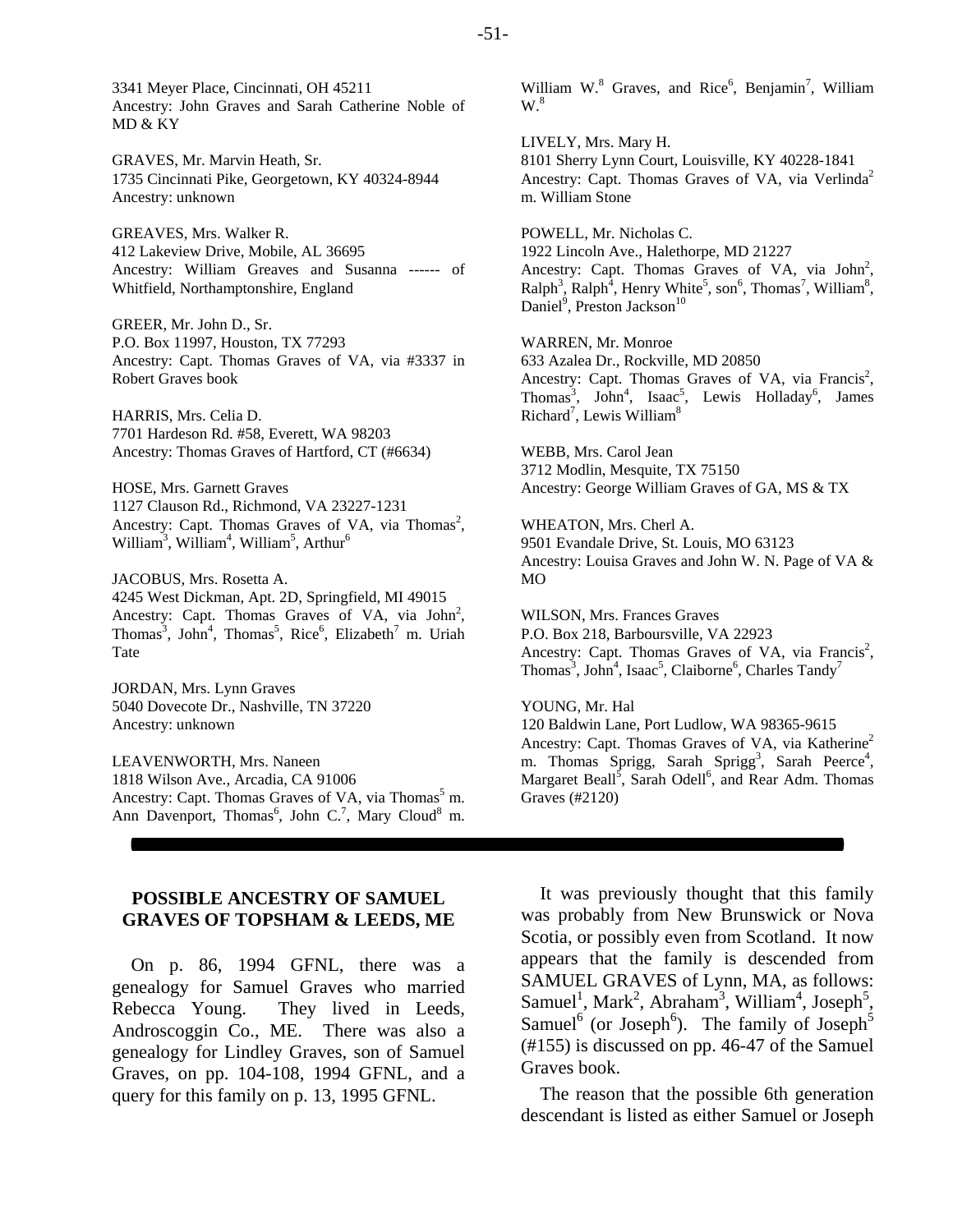3341 Meyer Place, Cincinnati, OH 45211
Ancestry: John Graves and Sarah Catherine Noble of MD & KY

GRAVES, Mr. Marvin Heath, Sr.
1735 Cincinnati Pike, Georgetown, KY 40324-8944
Ancestry: unknown

GREAVES, Mrs. Walker R.
412 Lakeview Drive, Mobile, AL 36695
Ancestry: William Greaves and Susanna ------ of Whitfield, Northamptonshire, England

GREER, Mr. John D., Sr.
P.O. Box 11997, Houston, TX 77293
Ancestry: Capt. Thomas Graves of VA, via #3337 in Robert Graves book

HARRIS, Mrs. Celia D.
7701 Hardeson Rd. #58, Everett, WA 98203
Ancestry: Thomas Graves of Hartford, CT (#6634)

HOSE, Mrs. Garnett Graves
1127 Clauson Rd., Richmond, VA 23227-1231
Ancestry: Capt. Thomas Graves of VA, via Thomas[2], William[3], William[4], William[5], Arthur[6]

JACOBUS, Mrs. Rosetta A.
4245 West Dickman, Apt. 2D, Springfield, MI 49015
Ancestry: Capt. Thomas Graves of VA, via John[2], Thomas[3], John[4], Thomas[5], Rice[6], Elizabeth[7] m. Uriah Tate

JORDAN, Mrs. Lynn Graves
5040 Dovecote Dr., Nashville, TN 37220
Ancestry: unknown

LEAVENWORTH, Mrs. Naneen
1818 Wilson Ave., Arcadia, CA 91006
Ancestry: Capt. Thomas Graves of VA, via Thomas[5] m. Ann Davenport, Thomas[6], John C.[7], Mary Cloud[8] m. William W.[8] Graves, and Rice[6], Benjamin[7], William W.[8]

LIVELY, Mrs. Mary H.
8101 Sherry Lynn Court, Louisville, KY 40228-1841
Ancestry: Capt. Thomas Graves of VA, via Verlinda[2] m. William Stone

POWELL, Mr. Nicholas C.
1922 Lincoln Ave., Halethorpe, MD 21227
Ancestry: Capt. Thomas Graves of VA, via John[2], Ralph[3], Ralph[4], Henry White[5], son[6], Thomas[7], William[8], Daniel[9], Preston Jackson[10]

WARREN, Mr. Monroe
633 Azalea Dr., Rockville, MD 20850
Ancestry: Capt. Thomas Graves of VA, via Francis[2], Thomas[3], John[4], Isaac[5], Lewis Holladay[6], James Richard[7], Lewis William[8]

WEBB, Mrs. Carol Jean
3712 Modlin, Mesquite, TX 75150
Ancestry: George William Graves of GA, MS & TX

WHEATON, Mrs. Cherl A.
9501 Evandale Drive, St. Louis, MO 63123
Ancestry: Louisa Graves and John W. N. Page of VA & MO

WILSON, Mrs. Frances Graves
P.O. Box 218, Barboursville, VA 22923
Ancestry: Capt. Thomas Graves of VA, via Francis[2], Thomas[3], John[4], Isaac[5], Claiborne[6], Charles Tandy[7]

YOUNG, Mr. Hal
120 Baldwin Lane, Port Ludlow, WA 98365-9615
Ancestry: Capt. Thomas Graves of VA, via Katherine[2] m. Thomas Sprigg, Sarah Sprigg[3], Sarah Peerce[4], Margaret Beall[5], Sarah Odell[6], and Rear Adm. Thomas Graves (#2120)

---

## POSSIBLE ANCESTRY OF SAMUEL GRAVES OF TOPSHAM & LEEDS, ME

On p. 86, 1994 GFNL, there was a genealogy for Samuel Graves who married Rebecca Young. They lived in Leeds, Androscoggin Co., ME. There was also a genealogy for Lindley Graves, son of Samuel Graves, on pp. 104-108, 1994 GFNL, and a query for this family on p. 13, 1995 GFNL.

It was previously thought that this family was probably from New Brunswick or Nova Scotia, or possibly even from Scotland. It now appears that the family is descended from SAMUEL GRAVES of Lynn, MA, as follows: Samuel[1], Mark[2], Abraham[3], William[4], Joseph[5], Samuel[6] (or Joseph[6]). The family of Joseph[5] (#155) is discussed on pp. 46-47 of the Samuel Graves book.

The reason that the possible 6th generation descendant is listed as either Samuel or Joseph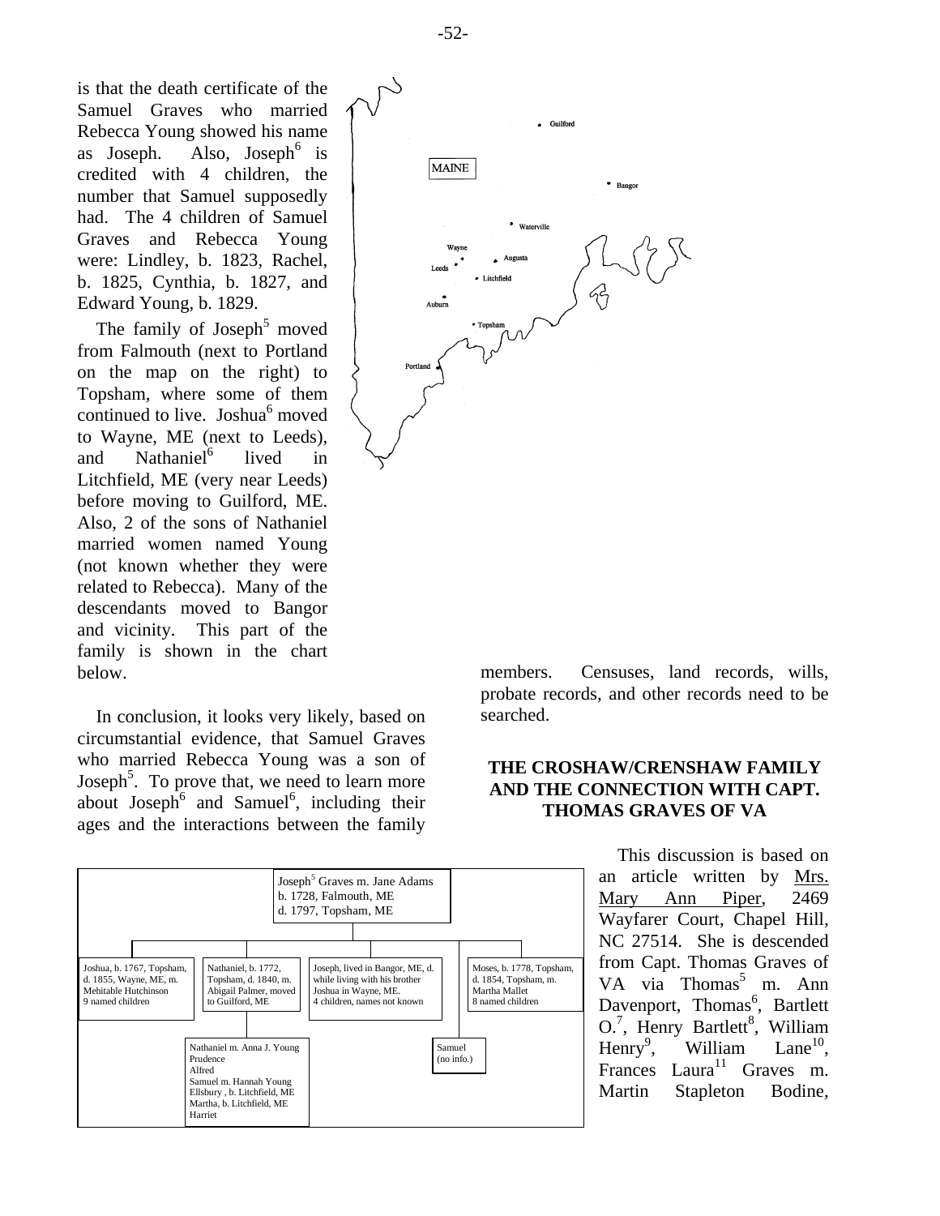is that the death certificate of the Samuel Graves who married Rebecca Young showed his name as Joseph. Also, Joseph[6] is credited with 4 children, the number that Samuel supposedly had. The 4 children of Samuel Graves and Rebecca Young were: Lindley, b. 1823, Rachel, b. 1825, Cynthia, b. 1827, and Edward Young, b. 1829.

The family of Joseph[5] moved from Falmouth (next to Portland on the map on the right) to Topsham, where some of them continued to live. Joshua[6] moved to Wayne, ME (next to Leeds), and Nathaniel[6] lived in Litchfield, ME (very near Leeds) before moving to Guilford, ME. Also, 2 of the sons of Nathaniel married women named Young (not known whether they were related to Rebecca). Many of the descendants moved to Bangor and vicinity. This part of the family is shown in the chart below.

MAINE

Guilford, Bangor, Waterville, Wayne, Leeds, Augusta, Litchfield, Auburn, Topsham, Portland

In conclusion, it looks very likely, based on circumstantial evidence, that Samuel Graves who married Rebecca Young was a son of Joseph[5]. To prove that, we need to learn more about Joseph[6] and Samuel[6], including their ages and the interactions between the family members. Censuses, land records, wills, probate records, and other records need to be searched.

Joseph[5] Graves m. Jane Adams
b. 1728, Falmouth, ME
d. 1797, Topsham, ME

- Joshua, b. 1767, Topsham, d. 1855, Wayne, ME, m. Mehitable Hutchinson; 9 named children
- Nathaniel, b. 1772, Topsham, d. 1840, m. Abigail Palmer, moved to Guilford, ME
  - Nathaniel m. Anna J. Young
  - Prudence
  - Alfred
  - Samuel m. Hannah Young
  - Ellsbury, b. Litchfield, ME
  - Martha, b. Litchfield, ME
  - Harriet
- Joseph, lived in Bangor, ME, d. while living with his brother Joshua in Wayne, ME. 4 children, names not known
  - Samuel (no info.)
- Moses, b. 1778, Topsham, d. 1854, Topsham, m. Martha Mallet; 8 named children

## THE CROSHAW/CRENSHAW FAMILY AND THE CONNECTION WITH CAPT. THOMAS GRAVES OF VA

This discussion is based on an article written by Mrs. Mary Ann Piper, 2469 Wayfarer Court, Chapel Hill, NC 27514. She is descended from Capt. Thomas Graves of VA via Thomas[5] m. Ann Davenport, Thomas[6], Bartlett O.[7], Henry Bartlett[8], William Henry[9], William Lane[10], Frances Laura[11] Graves m. Martin Stapleton Bodine,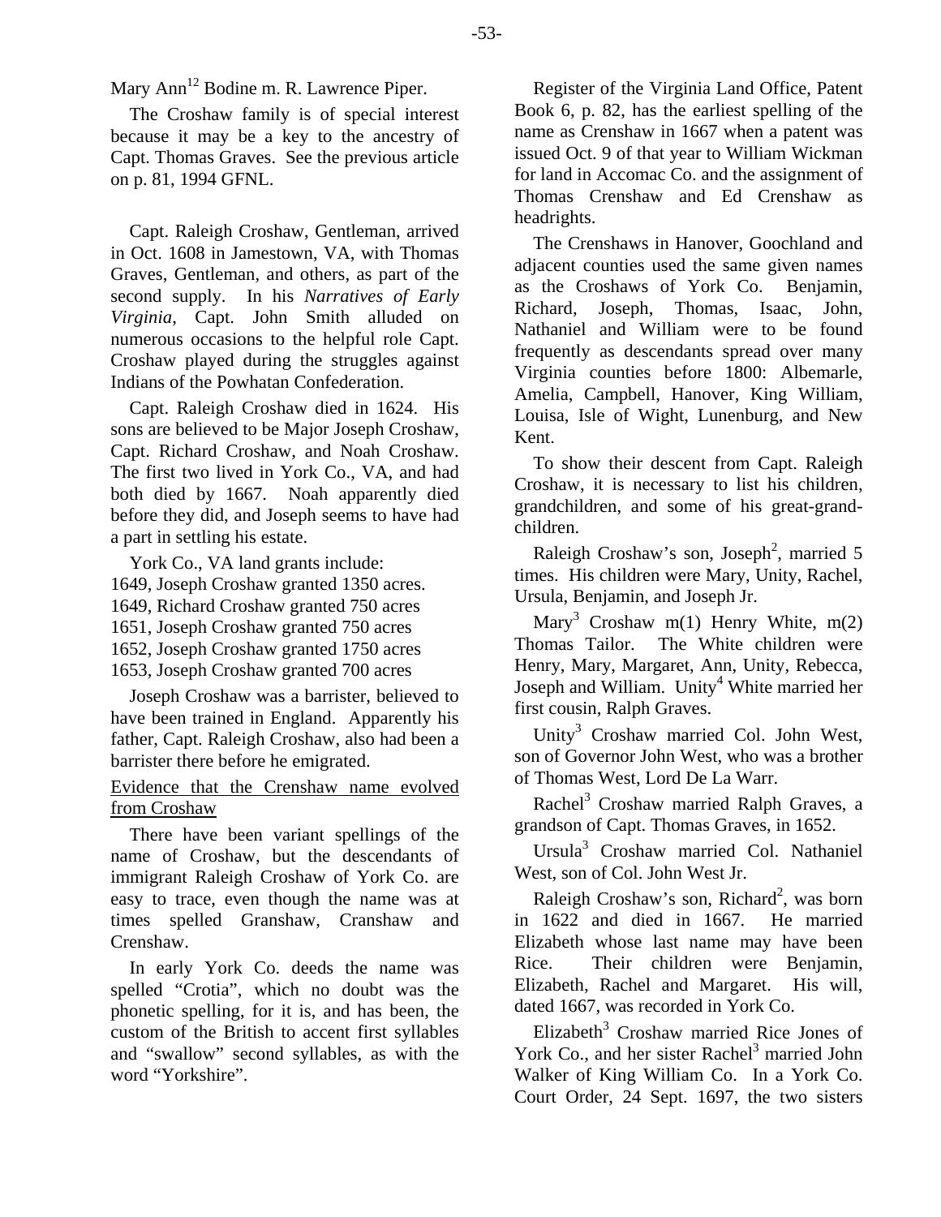Mary Ann[12] Bodine m. R. Lawrence Piper.

The Croshaw family is of special interest because it may be a key to the ancestry of Capt. Thomas Graves. See the previous article on p. 81, 1994 GFNL.

Capt. Raleigh Croshaw, Gentleman, arrived in Oct. 1608 in Jamestown, VA, with Thomas Graves, Gentleman, and others, as part of the second supply. In his *Narratives of Early Virginia*, Capt. John Smith alluded on numerous occasions to the helpful role Capt. Croshaw played during the struggles against Indians of the Powhatan Confederation.

Capt. Raleigh Croshaw died in 1624. His sons are believed to be Major Joseph Croshaw, Capt. Richard Croshaw, and Noah Croshaw. The first two lived in York Co., VA, and had both died by 1667. Noah apparently died before they did, and Joseph seems to have had a part in settling his estate.

York Co., VA land grants include:
1649, Joseph Croshaw granted 1350 acres.
1649, Richard Croshaw granted 750 acres
1651, Joseph Croshaw granted 750 acres
1652, Joseph Croshaw granted 1750 acres
1653, Joseph Croshaw granted 700 acres

Joseph Croshaw was a barrister, believed to have been trained in England. Apparently his father, Capt. Raleigh Croshaw, also had been a barrister there before he emigrated.

<u>Evidence that the Crenshaw name evolved from Croshaw</u>

There have been variant spellings of the name of Croshaw, but the descendants of immigrant Raleigh Croshaw of York Co. are easy to trace, even though the name was at times spelled Granshaw, Cranshaw and Crenshaw.

In early York Co. deeds the name was spelled "Crotia", which no doubt was the phonetic spelling, for it is, and has been, the custom of the British to accent first syllables and "swallow" second syllables, as with the word "Yorkshire".

Register of the Virginia Land Office, Patent Book 6, p. 82, has the earliest spelling of the name as Crenshaw in 1667 when a patent was issued Oct. 9 of that year to William Wickman for land in Accomac Co. and the assignment of Thomas Crenshaw and Ed Crenshaw as headrights.

The Crenshaws in Hanover, Goochland and adjacent counties used the same given names as the Croshaws of York Co. Benjamin, Richard, Joseph, Thomas, Isaac, John, Nathaniel and William were to be found frequently as descendants spread over many Virginia counties before 1800: Albemarle, Amelia, Campbell, Hanover, King William, Louisa, Isle of Wight, Lunenburg, and New Kent.

To show their descent from Capt. Raleigh Croshaw, it is necessary to list his children, grandchildren, and some of his great-grand-children.

Raleigh Croshaw's son, Joseph[2], married 5 times. His children were Mary, Unity, Rachel, Ursula, Benjamin, and Joseph Jr.

Mary[3] Croshaw m(1) Henry White, m(2) Thomas Tailor. The White children were Henry, Mary, Margaret, Ann, Unity, Rebecca, Joseph and William. Unity[4] White married her first cousin, Ralph Graves.

Unity[3] Croshaw married Col. John West, son of Governor John West, who was a brother of Thomas West, Lord De La Warr.

Rachel[3] Croshaw married Ralph Graves, a grandson of Capt. Thomas Graves, in 1652.

Ursula[3] Croshaw married Col. Nathaniel West, son of Col. John West Jr.

Raleigh Croshaw's son, Richard[2], was born in 1622 and died in 1667. He married Elizabeth whose last name may have been Rice. Their children were Benjamin, Elizabeth, Rachel and Margaret. His will, dated 1667, was recorded in York Co.

Elizabeth[3] Croshaw married Rice Jones of York Co., and her sister Rachel[3] married John Walker of King William Co. In a York Co. Court Order, 24 Sept. 1697, the two sisters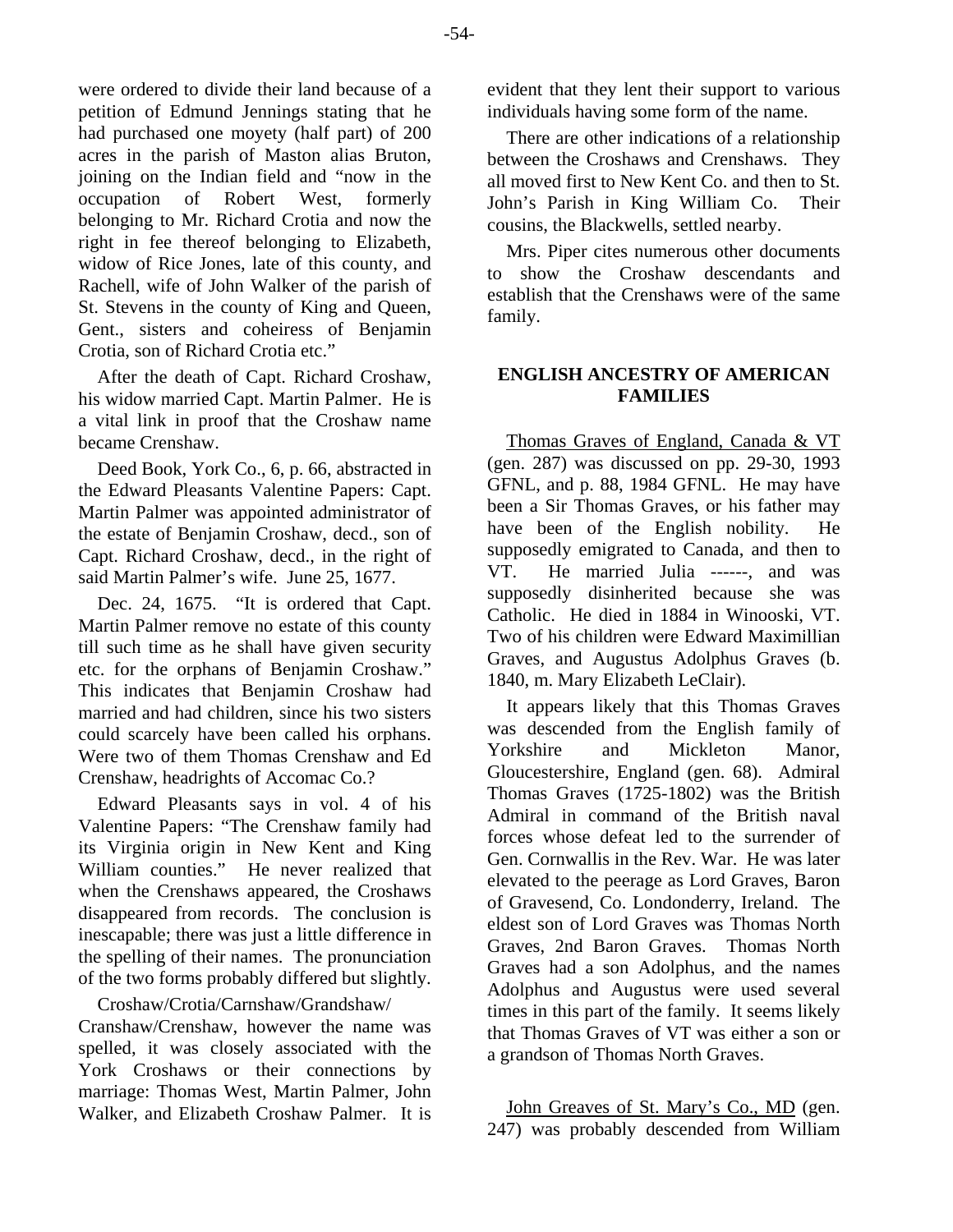were ordered to divide their land because of a petition of Edmund Jennings stating that he had purchased one moyety (half part) of 200 acres in the parish of Maston alias Bruton, joining on the Indian field and "now in the occupation of Robert West, formerly belonging to Mr. Richard Crotia and now the right in fee thereof belonging to Elizabeth, widow of Rice Jones, late of this county, and Rachell, wife of John Walker of the parish of St. Stevens in the county of King and Queen, Gent., sisters and coheiress of Benjamin Crotia, son of Richard Crotia etc."

After the death of Capt. Richard Croshaw, his widow married Capt. Martin Palmer. He is a vital link in proof that the Croshaw name became Crenshaw.

Deed Book, York Co., 6, p. 66, abstracted in the Edward Pleasants Valentine Papers: Capt. Martin Palmer was appointed administrator of the estate of Benjamin Croshaw, decd., son of Capt. Richard Croshaw, decd., in the right of said Martin Palmer's wife. June 25, 1677.

Dec. 24, 1675. "It is ordered that Capt. Martin Palmer remove no estate of this county till such time as he shall have given security etc. for the orphans of Benjamin Croshaw." This indicates that Benjamin Croshaw had married and had children, since his two sisters could scarcely have been called his orphans. Were two of them Thomas Crenshaw and Ed Crenshaw, headrights of Accomac Co.?

Edward Pleasants says in vol. 4 of his Valentine Papers: "The Crenshaw family had its Virginia origin in New Kent and King William counties." He never realized that when the Crenshaws appeared, the Croshaws disappeared from records. The conclusion is inescapable; there was just a little difference in the spelling of their names. The pronunciation of the two forms probably differed but slightly.

Croshaw/Crotia/Carnshaw/Grandshaw/ Cranshaw/Crenshaw, however the name was spelled, it was closely associated with the York Croshaws or their connections by marriage: Thomas West, Martin Palmer, John Walker, and Elizabeth Croshaw Palmer. It is evident that they lent their support to various individuals having some form of the name.

There are other indications of a relationship between the Croshaws and Crenshaws. They all moved first to New Kent Co. and then to St. John's Parish in King William Co. Their cousins, the Blackwells, settled nearby.

Mrs. Piper cites numerous other documents to show the Croshaw descendants and establish that the Crenshaws were of the same family.

## ENGLISH ANCESTRY OF AMERICAN FAMILIES

Thomas Graves of England, Canada & VT (gen. 287) was discussed on pp. 29-30, 1993 GFNL, and p. 88, 1984 GFNL. He may have been a Sir Thomas Graves, or his father may have been of the English nobility. He supposedly emigrated to Canada, and then to VT. He married Julia ------, and was supposedly disinherited because she was Catholic. He died in 1884 in Winooski, VT. Two of his children were Edward Maximillian Graves, and Augustus Adolphus Graves (b. 1840, m. Mary Elizabeth LeClair).

It appears likely that this Thomas Graves was descended from the English family of Yorkshire and Mickleton Manor, Gloucestershire, England (gen. 68). Admiral Thomas Graves (1725-1802) was the British Admiral in command of the British naval forces whose defeat led to the surrender of Gen. Cornwallis in the Rev. War. He was later elevated to the peerage as Lord Graves, Baron of Gravesend, Co. Londonderry, Ireland. The eldest son of Lord Graves was Thomas North Graves, 2nd Baron Graves. Thomas North Graves had a son Adolphus, and the names Adolphus and Augustus were used several times in this part of the family. It seems likely that Thomas Graves of VT was either a son or a grandson of Thomas North Graves.

John Greaves of St. Mary's Co., MD (gen. 247) was probably descended from William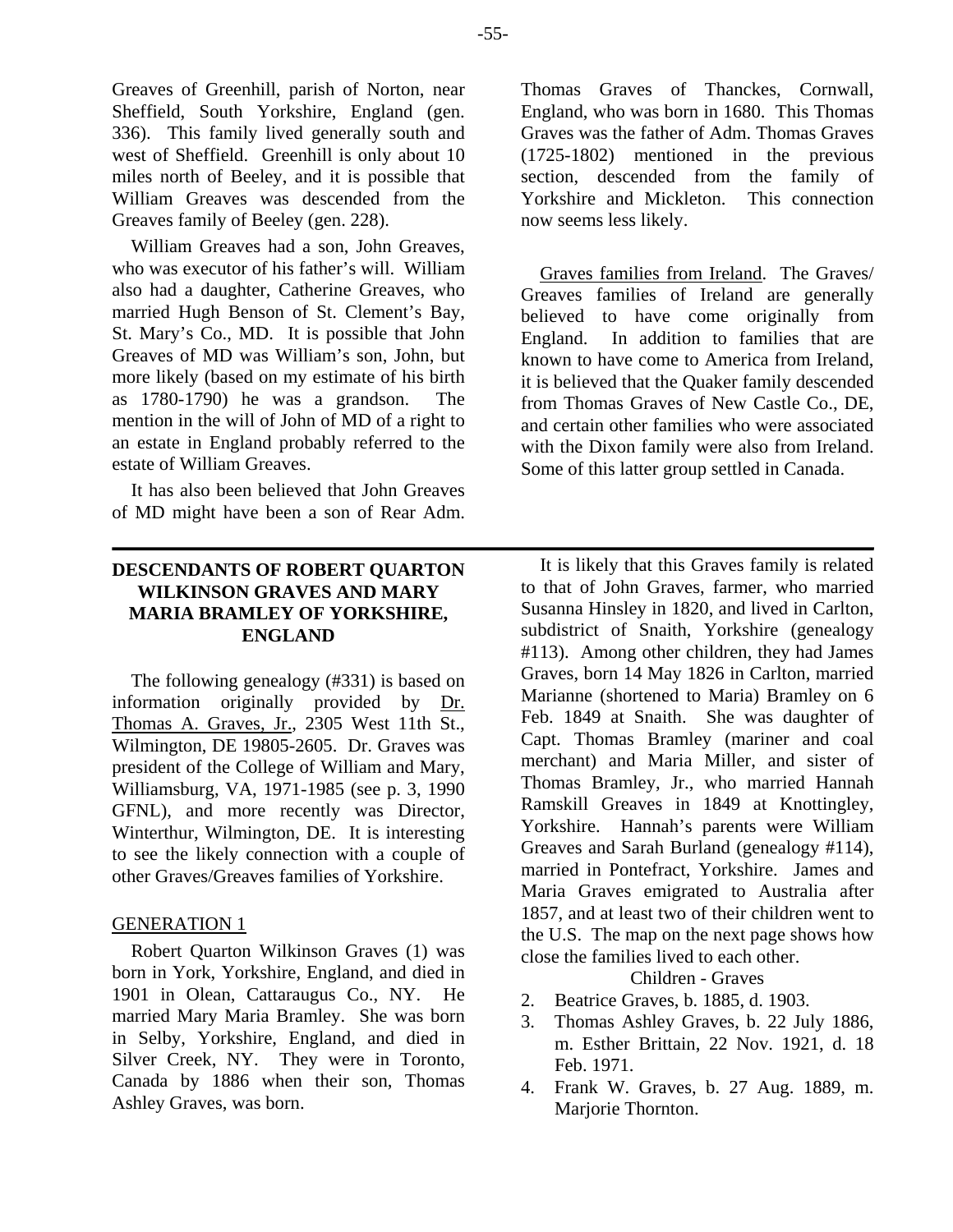Greeves of Greenhill, parish of Norton, near Sheffield, South Yorkshire, England (gen. 336). This family lived generally south and west of Sheffield. Greenhill is only about 10 miles north of Beeley, and it is possible that William Greaves was descended from the Greaves family of Beeley (gen. 228).

William Greaves had a son, John Greaves, who was executor of his father's will. William also had a daughter, Catherine Greaves, who married Hugh Benson of St. Clement's Bay, St. Mary's Co., MD. It is possible that John Greaves of MD was William's son, John, but more likely (based on my estimate of his birth as 1780-1790) he was a grandson. The mention in the will of John of MD of a right to an estate in England probably referred to the estate of William Greaves.

It has also been believed that John Greaves of MD might have been a son of Rear Adm. Thomas Graves of Thanckes, Cornwall, England, who was born in 1680. This Thomas Graves was the father of Adm. Thomas Graves (1725-1802) mentioned in the previous section, descended from the family of Yorkshire and Mickleton. This connection now seems less likely.

Graves families from Ireland. The Graves/ Greaves families of Ireland are generally believed to have come originally from England. In addition to families that are known to have come to America from Ireland, it is believed that the Quaker family descended from Thomas Graves of New Castle Co., DE, and certain other families who were associated with the Dixon family were also from Ireland. Some of this latter group settled in Canada.

---

## DESCENDANTS OF ROBERT QUARTON WILKINSON GRAVES AND MARY MARIA BRAMLEY OF YORKSHIRE, ENGLAND

The following genealogy (#331) is based on information originally provided by Dr. Thomas A. Graves, Jr., 2305 West 11th St., Wilmington, DE 19805-2605. Dr. Graves was president of the College of William and Mary, Williamsburg, VA, 1971-1985 (see p. 3, 1990 GFNL), and more recently was Director, Winterthur, Wilmington, DE. It is interesting to see the likely connection with a couple of other Graves/Greaves families of Yorkshire.

### GENERATION 1

Robert Quarton Wilkinson Graves (1) was born in York, Yorkshire, England, and died in 1901 in Olean, Cattaraugus Co., NY. He married Mary Maria Bramley. She was born in Selby, Yorkshire, England, and died in Silver Creek, NY. They were in Toronto, Canada by 1886 when their son, Thomas Ashley Graves, was born.

It is likely that this Graves family is related to that of John Graves, farmer, who married Susanna Hinsley in 1820, and lived in Carlton, subdistrict of Snaith, Yorkshire (genealogy #113). Among other children, they had James Graves, born 14 May 1826 in Carlton, married Marianne (shortened to Maria) Bramley on 6 Feb. 1849 at Snaith. She was daughter of Capt. Thomas Bramley (mariner and coal merchant) and Maria Miller, and sister of Thomas Bramley, Jr., who married Hannah Ramskill Greaves in 1849 at Knottingley, Yorkshire. Hannah's parents were William Greaves and Sarah Burland (genealogy #114), married in Pontefract, Yorkshire. James and Maria Graves emigrated to Australia after 1857, and at least two of their children went to the U.S. The map on the next page shows how close the families lived to each other.

Children - Graves

2. Beatrice Graves, b. 1885, d. 1903.
3. Thomas Ashley Graves, b. 22 July 1886, m. Esther Brittain, 22 Nov. 1921, d. 18 Feb. 1971.
4. Frank W. Graves, b. 27 Aug. 1889, m. Marjorie Thornton.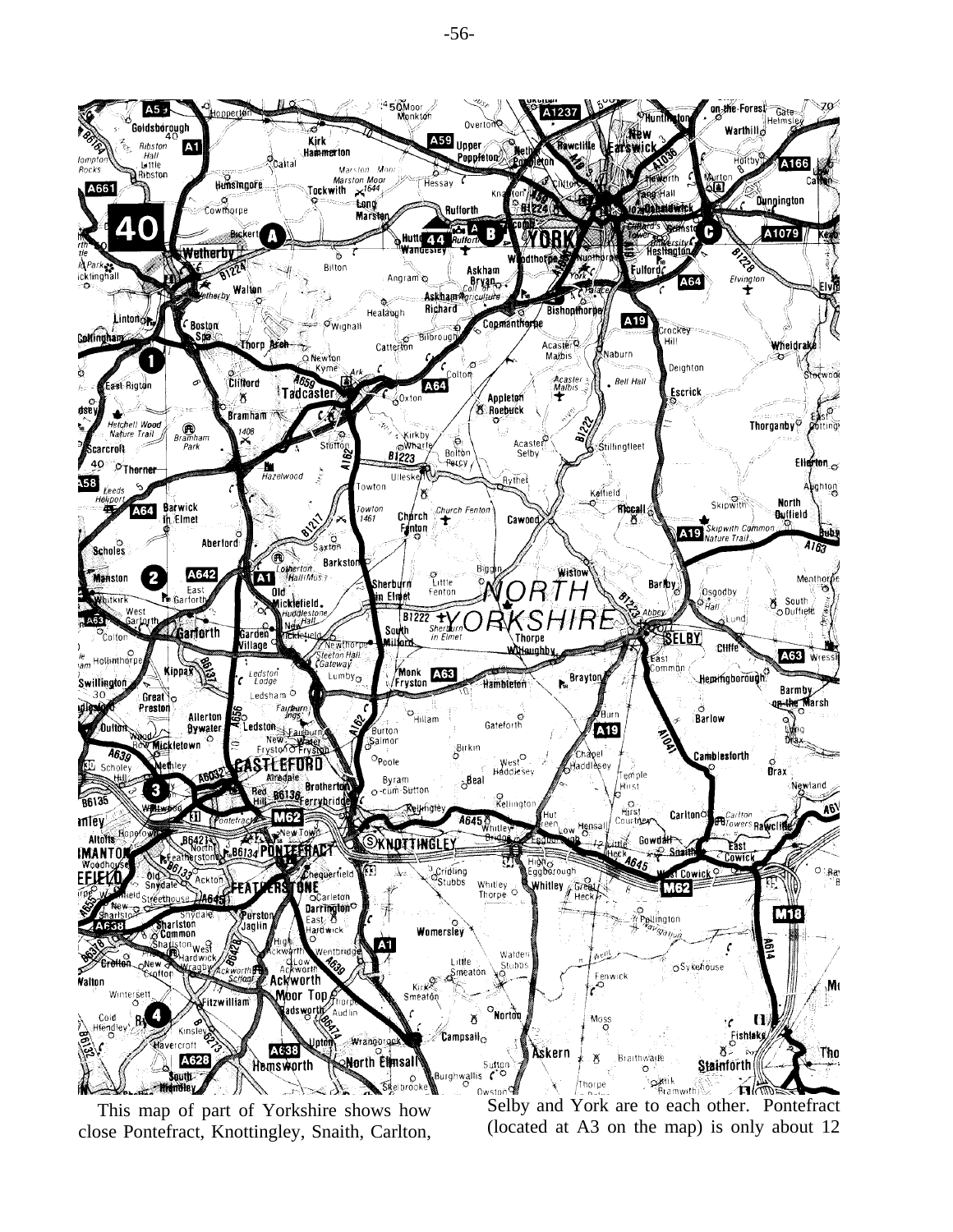This map of part of Yorkshire shows how close Pontefract, Knottingley, Snaith, Carlton, Selby and York are to each other. Pontefract (located at A3 on the map) is only about 12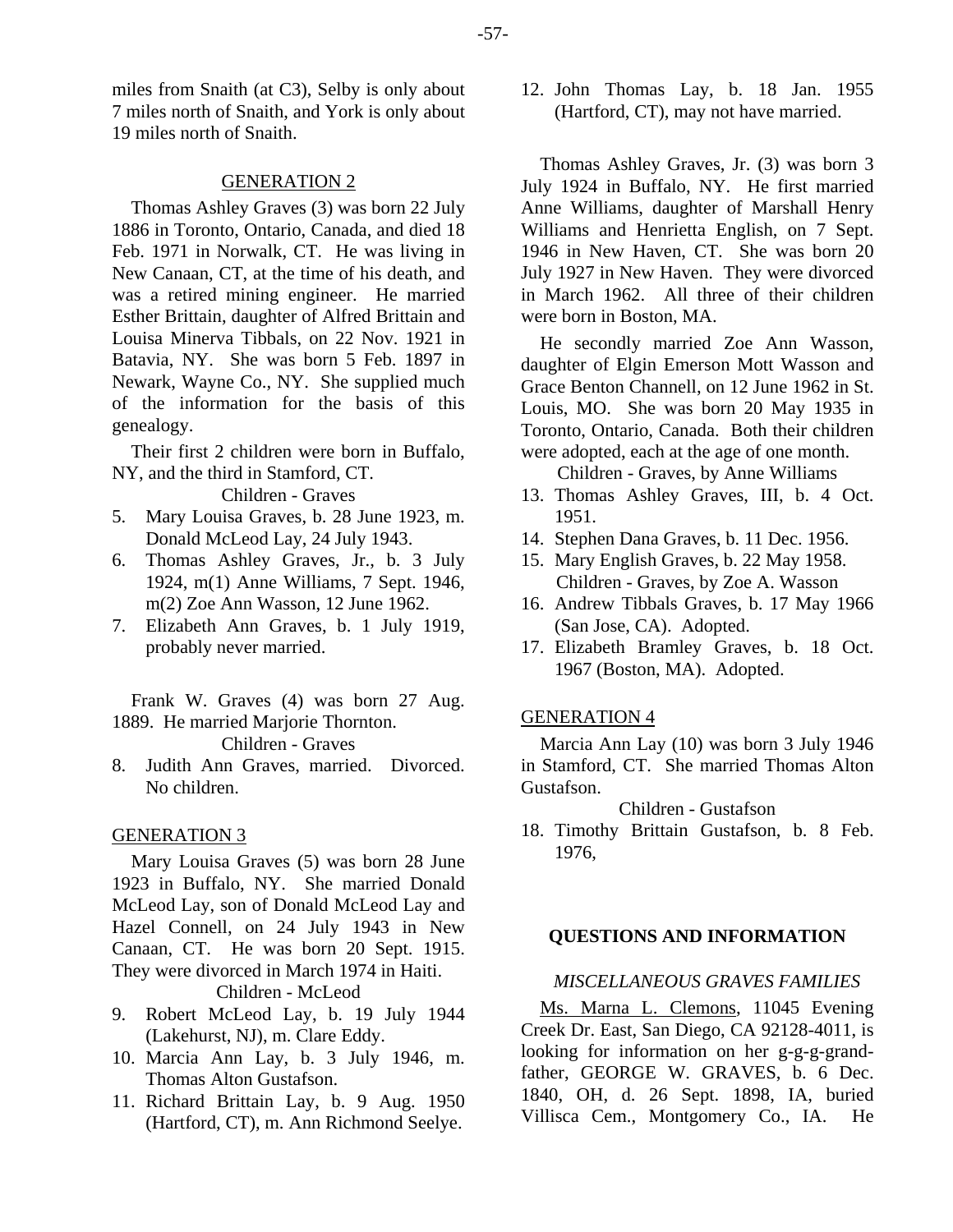miles from Snaith (at C3), Selby is only about 7 miles north of Snaith, and York is only about 19 miles north of Snaith.

## GENERATION 2

Thomas Ashley Graves (3) was born 22 July 1886 in Toronto, Ontario, Canada, and died 18 Feb. 1971 in Norwalk, CT. He was living in New Canaan, CT, at the time of his death, and was a retired mining engineer. He married Esther Brittain, daughter of Alfred Brittain and Louisa Minerva Tibbals, on 22 Nov. 1921 in Batavia, NY. She was born 5 Feb. 1897 in Newark, Wayne Co., NY. She supplied much of the information for the basis of this genealogy.

Their first 2 children were born in Buffalo, NY, and the third in Stamford, CT.

Children - Graves

5. Mary Louisa Graves, b. 28 June 1923, m. Donald McLeod Lay, 24 July 1943.
6. Thomas Ashley Graves, Jr., b. 3 July 1924, m(1) Anne Williams, 7 Sept. 1946, m(2) Zoe Ann Wasson, 12 June 1962.
7. Elizabeth Ann Graves, b. 1 July 1919, probably never married.

Frank W. Graves (4) was born 27 Aug. 1889. He married Marjorie Thornton.

Children - Graves

8. Judith Ann Graves, married. Divorced. No children.

## GENERATION 3

Mary Louisa Graves (5) was born 28 June 1923 in Buffalo, NY. She married Donald McLeod Lay, son of Donald McLeod Lay and Hazel Connell, on 24 July 1943 in New Canaan, CT. He was born 20 Sept. 1915. They were divorced in March 1974 in Haiti.

Children - McLeod

9. Robert McLeod Lay, b. 19 July 1944 (Lakehurst, NJ), m. Clare Eddy.
10. Marcia Ann Lay, b. 3 July 1946, m. Thomas Alton Gustafson.
11. Richard Brittain Lay, b. 9 Aug. 1950 (Hartford, CT), m. Ann Richmond Seelye.
12. John Thomas Lay, b. 18 Jan. 1955 (Hartford, CT), may not have married.

Thomas Ashley Graves, Jr. (3) was born 3 July 1924 in Buffalo, NY. He first married Anne Williams, daughter of Marshall Henry Williams and Henrietta English, on 7 Sept. 1946 in New Haven, CT. She was born 20 July 1927 in New Haven. They were divorced in March 1962. All three of their children were born in Boston, MA.

He secondly married Zoe Ann Wasson, daughter of Elgin Emerson Mott Wasson and Grace Benton Channell, on 12 June 1962 in St. Louis, MO. She was born 20 May 1935 in Toronto, Ontario, Canada. Both their children were adopted, each at the age of one month.

Children - Graves, by Anne Williams

13. Thomas Ashley Graves, III, b. 4 Oct. 1951.
14. Stephen Dana Graves, b. 11 Dec. 1956.
15. Mary English Graves, b. 22 May 1958.

Children - Graves, by Zoe A. Wasson

16. Andrew Tibbals Graves, b. 17 May 1966 (San Jose, CA). Adopted.
17. Elizabeth Bramley Graves, b. 18 Oct. 1967 (Boston, MA). Adopted.

## GENERATION 4

Marcia Ann Lay (10) was born 3 July 1946 in Stamford, CT. She married Thomas Alton Gustafson.

Children - Gustafson

18. Timothy Brittain Gustafson, b. 8 Feb. 1976,

## QUESTIONS AND INFORMATION

### *MISCELLANEOUS GRAVES FAMILIES*

Ms. Marna L. Clemons, 11045 Evening Creek Dr. East, San Diego, CA 92128-4011, is looking for information on her g-g-g-grandfather, GEORGE W. GRAVES, b. 6 Dec. 1840, OH, d. 26 Sept. 1898, IA, buried Villisca Cem., Montgomery Co., IA. He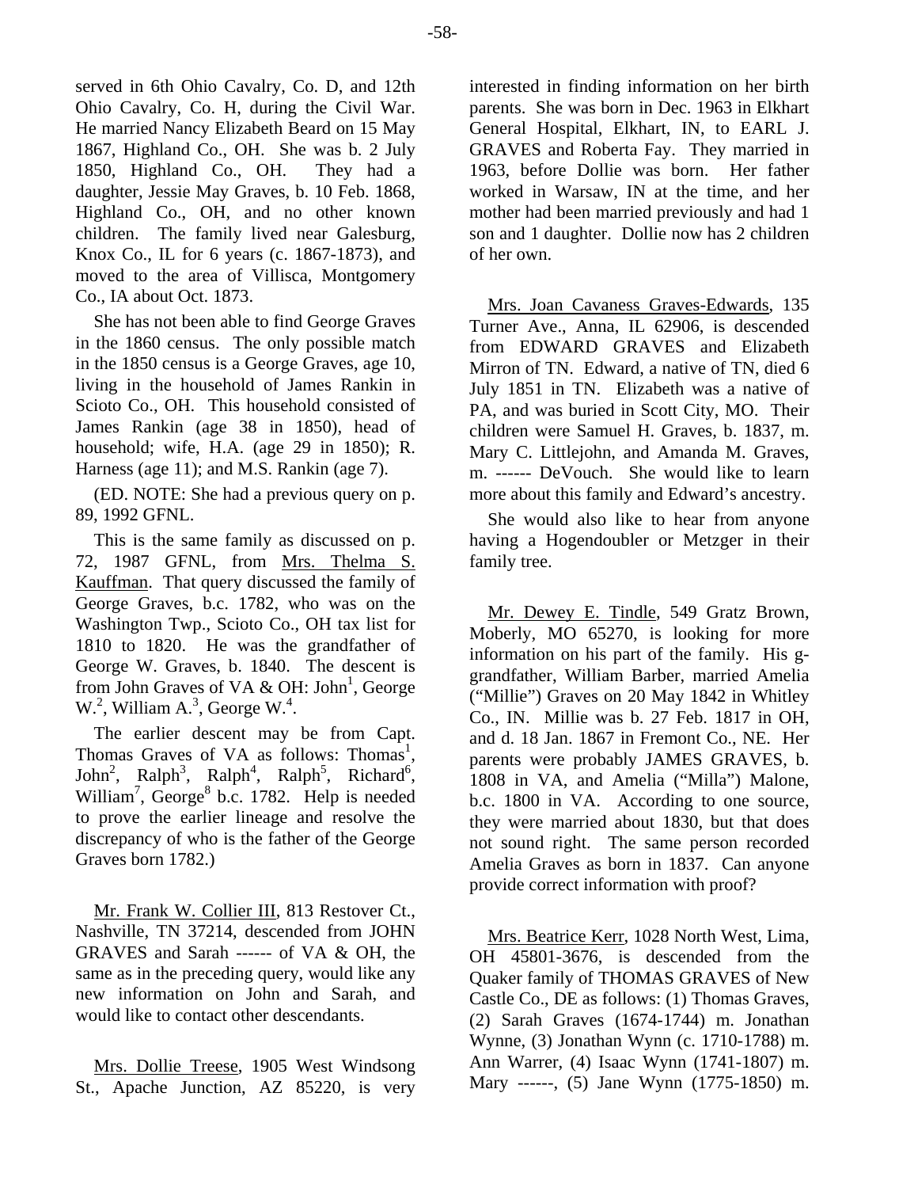served in 6th Ohio Cavalry, Co. D, and 12th Ohio Cavalry, Co. H, during the Civil War. He married Nancy Elizabeth Beard on 15 May 1867, Highland Co., OH. She was b. 2 July 1850, Highland Co., OH. They had a daughter, Jessie May Graves, b. 10 Feb. 1868, Highland Co., OH, and no other known children. The family lived near Galesburg, Knox Co., IL for 6 years (c. 1867-1873), and moved to the area of Villisca, Montgomery Co., IA about Oct. 1873.

She has not been able to find George Graves in the 1860 census. The only possible match in the 1850 census is a George Graves, age 10, living in the household of James Rankin in Scioto Co., OH. This household consisted of James Rankin (age 38 in 1850), head of household; wife, H.A. (age 29 in 1850); R. Harness (age 11); and M.S. Rankin (age 7).

(ED. NOTE: She had a previous query on p. 89, 1992 GFNL.

This is the same family as discussed on p. 72, 1987 GFNL, from Mrs. Thelma S. Kauffman. That query discussed the family of George Graves, b.c. 1782, who was on the Washington Twp., Scioto Co., OH tax list for 1810 to 1820. He was the grandfather of George W. Graves, b. 1840. The descent is from John Graves of VA & OH: John[1], George W.[2], William A.[3], George W.[4].

The earlier descent may be from Capt. Thomas Graves of VA as follows: Thomas[1], John[2], Ralph[3], Ralph[4], Ralph[5], Richard[6], William[7], George[8] b.c. 1782. Help is needed to prove the earlier lineage and resolve the discrepancy of who is the father of the George Graves born 1782.)

Mr. Frank W. Collier III, 813 Restover Ct., Nashville, TN 37214, descended from JOHN GRAVES and Sarah ------ of VA & OH, the same as in the preceding query, would like any new information on John and Sarah, and would like to contact other descendants.

Mrs. Dollie Treese, 1905 West Windsong St., Apache Junction, AZ 85220, is very interested in finding information on her birth parents. She was born in Dec. 1963 in Elkhart General Hospital, Elkhart, IN, to EARL J. GRAVES and Roberta Fay. They married in 1963, before Dollie was born. Her father worked in Warsaw, IN at the time, and her mother had been married previously and had 1 son and 1 daughter. Dollie now has 2 children of her own.

Mrs. Joan Cavaness Graves-Edwards, 135 Turner Ave., Anna, IL 62906, is descended from EDWARD GRAVES and Elizabeth Mirron of TN. Edward, a native of TN, died 6 July 1851 in TN. Elizabeth was a native of PA, and was buried in Scott City, MO. Their children were Samuel H. Graves, b. 1837, m. Mary C. Littlejohn, and Amanda M. Graves, m. ------ DeVouch. She would like to learn more about this family and Edward's ancestry.

She would also like to hear from anyone having a Hogendoubler or Metzger in their family tree.

Mr. Dewey E. Tindle, 549 Gratz Brown, Moberly, MO 65270, is looking for more information on his part of the family. His g-grandfather, William Barber, married Amelia ("Millie") Graves on 20 May 1842 in Whitley Co., IN. Millie was b. 27 Feb. 1817 in OH, and d. 18 Jan. 1867 in Fremont Co., NE. Her parents were probably JAMES GRAVES, b. 1808 in VA, and Amelia ("Milla") Malone, b.c. 1800 in VA. According to one source, they were married about 1830, but that does not sound right. The same person recorded Amelia Graves as born in 1837. Can anyone provide correct information with proof?

Mrs. Beatrice Kerr, 1028 North West, Lima, OH 45801-3676, is descended from the Quaker family of THOMAS GRAVES of New Castle Co., DE as follows: (1) Thomas Graves, (2) Sarah Graves (1674-1744) m. Jonathan Wynne, (3) Jonathan Wynn (c. 1710-1788) m. Ann Warrer, (4) Isaac Wynn (1741-1807) m. Mary ------, (5) Jane Wynn (1775-1850) m.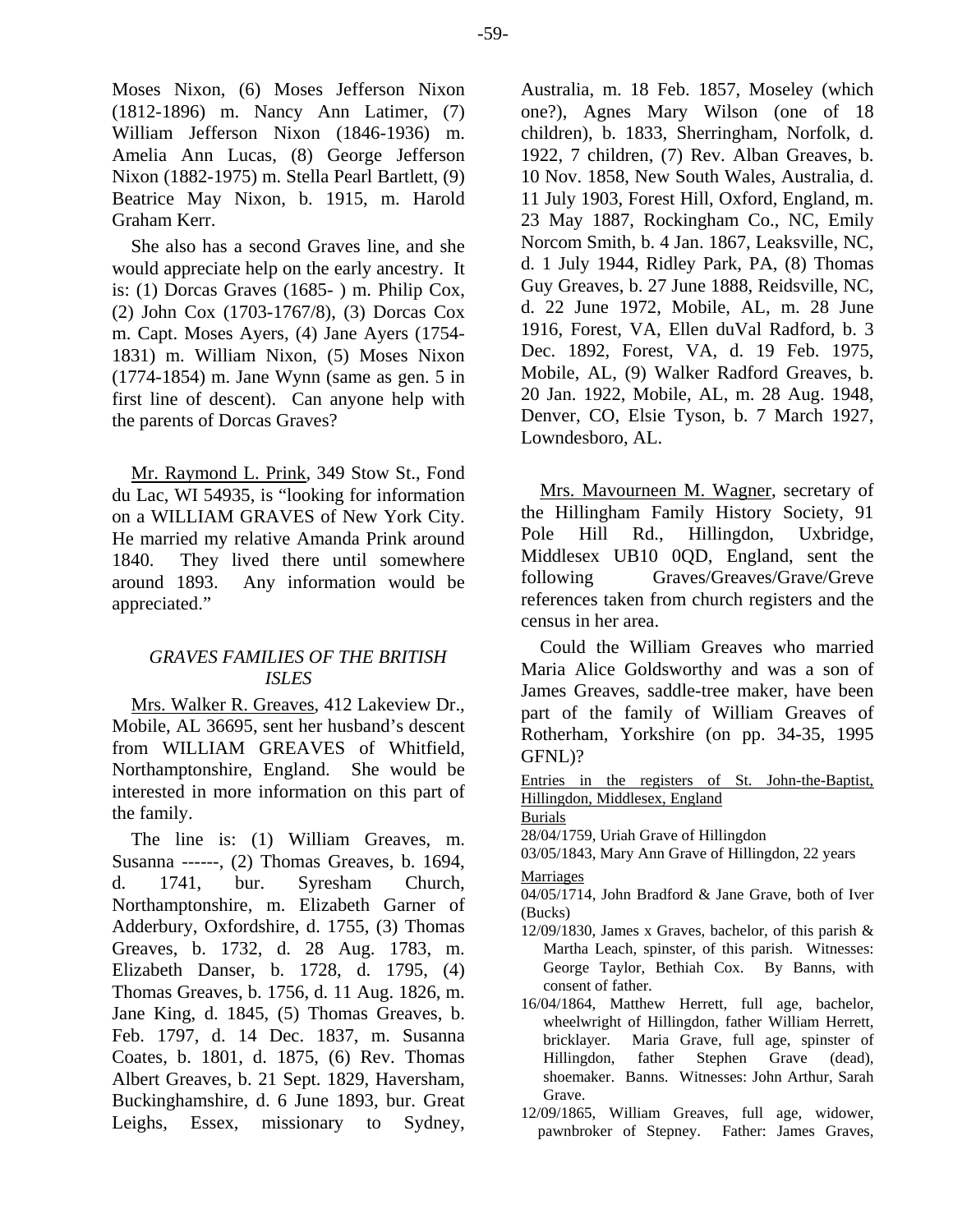Moses Nixon, (6) Moses Jefferson Nixon (1812-1896) m. Nancy Ann Latimer, (7) William Jefferson Nixon (1846-1936) m. Amelia Ann Lucas, (8) George Jefferson Nixon (1882-1975) m. Stella Pearl Bartlett, (9) Beatrice May Nixon, b. 1915, m. Harold Graham Kerr.

She also has a second Graves line, and she would appreciate help on the early ancestry. It is: (1) Dorcas Graves (1685- ) m. Philip Cox, (2) John Cox (1703-1767/8), (3) Dorcas Cox m. Capt. Moses Ayers, (4) Jane Ayers (1754-1831) m. William Nixon, (5) Moses Nixon (1774-1854) m. Jane Wynn (same as gen. 5 in first line of descent). Can anyone help with the parents of Dorcas Graves?

Mr. Raymond L. Prink, 349 Stow St., Fond du Lac, WI 54935, is "looking for information on a WILLIAM GRAVES of New York City. He married my relative Amanda Prink around 1840. They lived there until somewhere around 1893. Any information would be appreciated."

### *GRAVES FAMILIES OF THE BRITISH ISLES*

Mrs. Walker R. Greaves, 412 Lakeview Dr., Mobile, AL 36695, sent her husband's descent from WILLIAM GREAVES of Whitfield, Northamptonshire, England. She would be interested in more information on this part of the family.

The line is: (1) William Greaves, m. Susanna ------, (2) Thomas Greaves, b. 1694, d. 1741, bur. Syresham Church, Northamptonshire, m. Elizabeth Garner of Adderbury, Oxfordshire, d. 1755, (3) Thomas Greaves, b. 1732, d. 28 Aug. 1783, m. Elizabeth Danser, b. 1728, d. 1795, (4) Thomas Greaves, b. 1756, d. 11 Aug. 1826, m. Jane King, d. 1845, (5) Thomas Greaves, b. Feb. 1797, d. 14 Dec. 1837, m. Susanna Coates, b. 1801, d. 1875, (6) Rev. Thomas Albert Greaves, b. 21 Sept. 1829, Haversham, Buckinghamshire, d. 6 June 1893, bur. Great Leighs, Essex, missionary to Sydney, Australia, m. 18 Feb. 1857, Moseley (which one?), Agnes Mary Wilson (one of 18 children), b. 1833, Sherringham, Norfolk, d. 1922, 7 children, (7) Rev. Alban Greaves, b. 10 Nov. 1858, New South Wales, Australia, d. 11 July 1903, Forest Hill, Oxford, England, m. 23 May 1887, Rockingham Co., NC, Emily Norcom Smith, b. 4 Jan. 1867, Leaksville, NC, d. 1 July 1944, Ridley Park, PA, (8) Thomas Guy Greaves, b. 27 June 1888, Reidsville, NC, d. 22 June 1972, Mobile, AL, m. 28 June 1916, Forest, VA, Ellen duVal Radford, b. 3 Dec. 1892, Forest, VA, d. 19 Feb. 1975, Mobile, AL, (9) Walker Radford Greaves, b. 20 Jan. 1922, Mobile, AL, m. 28 Aug. 1948, Denver, CO, Elsie Tyson, b. 7 March 1927, Lowndesboro, AL.

Mrs. Mavourneen M. Wagner, secretary of the Hillingham Family History Society, 91 Pole Hill Rd., Hillingdon, Uxbridge, Middlesex UB10 0QD, England, sent the following Graves/Greaves/Grave/Greve references taken from church registers and the census in her area.

Could the William Greaves who married Maria Alice Goldsworthy and was a son of James Greaves, saddle-tree maker, have been part of the family of William Greaves of Rotherham, Yorkshire (on pp. 34-35, 1995 GFNL)?

Entries in the registers of St. John-the-Baptist, Hillingdon, Middlesex, England

Burials

28/04/1759, Uriah Grave of Hillingdon

03/05/1843, Mary Ann Grave of Hillingdon, 22 years

Marriages

04/05/1714, John Bradford & Jane Grave, both of Iver (Bucks)

12/09/1830, James x Graves, bachelor, of this parish & Martha Leach, spinster, of this parish. Witnesses: George Taylor, Bethiah Cox. By Banns, with consent of father.

16/04/1864, Matthew Herrett, full age, bachelor, wheelwright of Hillingdon, father William Herrett, bricklayer. Maria Grave, full age, spinster of Hillingdon, father Stephen Grave (dead), shoemaker. Banns. Witnesses: John Arthur, Sarah Grave.

12/09/1865, William Greaves, full age, widower, pawnbroker of Stepney. Father: James Graves,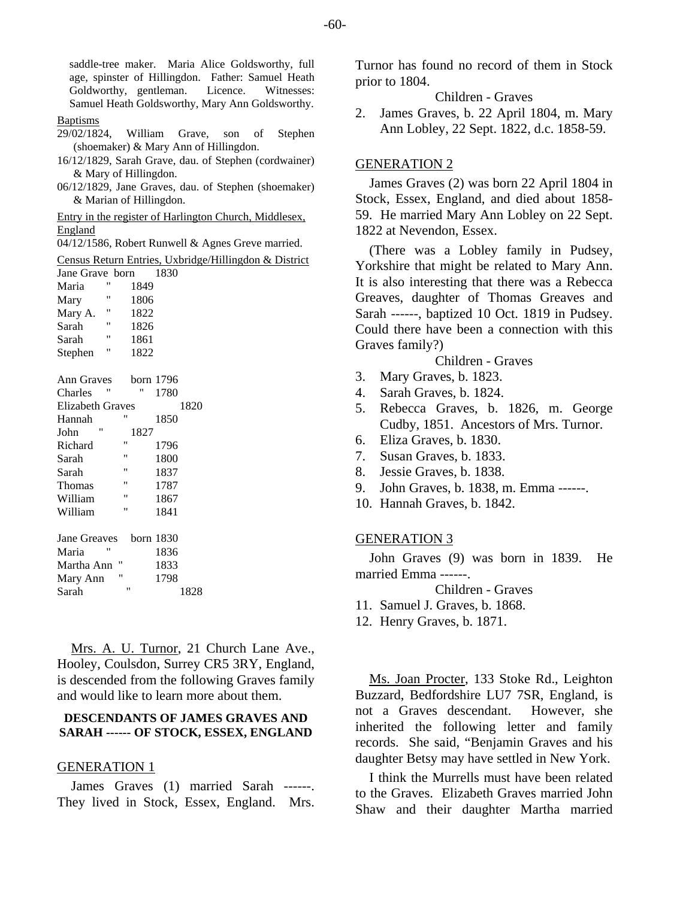saddle-tree maker. Maria Alice Goldsworthy, full age, spinster of Hillingdon. Father: Samuel Heath Goldworthy, gentleman. Licence. Witnesses: Samuel Heath Goldsworthy, Mary Ann Goldsworthy.

Baptisms

29/02/1824, William Grave, son of Stephen (shoemaker) & Mary Ann of Hillingdon.

16/12/1829, Sarah Grave, dau. of Stephen (cordwainer) & Mary of Hillingdon.

06/12/1829, Jane Graves, dau. of Stephen (shoemaker) & Marian of Hillingdon.

Entry in the register of Harlington Church, Middlesex, England

04/12/1586, Robert Runwell & Agnes Greve married.

Census Return Entries, Uxbridge/Hillingdon & District

| | | |
|---|---|---|
| Jane Grave | born | 1830 |
| Maria | " | 1849 |
| Mary | " | 1806 |
| Mary A. | " | 1822 |
| Sarah | " | 1826 |
| Sarah | " | 1861 |
| Stephen | " | 1822 |

| | | |
|---|---|---|
| Ann Graves | born | 1796 |
| Charles " | " | 1780 |
| Elizabeth Graves | | 1820 |
| Hannah | " | 1850 |
| John " | | 1827 |
| Richard | " | 1796 |
| Sarah | " | 1800 |
| Sarah | " | 1837 |
| Thomas | " | 1787 |
| William | " | 1867 |
| William | " | 1841 |

| | | |
|---|---|---|
| Jane Greaves | born | 1830 |
| Maria " | | 1836 |
| Martha Ann " | | 1833 |
| Mary Ann " | | 1798 |
| Sarah | " | 1828 |

Mrs. A. U. Turnor, 21 Church Lane Ave., Hooley, Coulsdon, Surrey CR5 3RY, England, is descended from the following Graves family and would like to learn more about them.

**DESCENDANTS OF JAMES GRAVES AND SARAH ------ OF STOCK, ESSEX, ENGLAND**

GENERATION 1

James Graves (1) married Sarah ------. They lived in Stock, Essex, England. Mrs. Turnor has found no record of them in Stock prior to 1804.

Children - Graves

2. James Graves, b. 22 April 1804, m. Mary Ann Lobley, 22 Sept. 1822, d.c. 1858-59.

GENERATION 2

James Graves (2) was born 22 April 1804 in Stock, Essex, England, and died about 1858-59. He married Mary Ann Lobley on 22 Sept. 1822 at Nevendon, Essex.

(There was a Lobley family in Pudsey, Yorkshire that might be related to Mary Ann. It is also interesting that there was a Rebecca Greaves, daughter of Thomas Greaves and Sarah ------, baptized 10 Oct. 1819 in Pudsey. Could there have been a connection with this Graves family?)

Children - Graves

3. Mary Graves, b. 1823.
4. Sarah Graves, b. 1824.
5. Rebecca Graves, b. 1826, m. George Cudby, 1851. Ancestors of Mrs. Turnor.
6. Eliza Graves, b. 1830.
7. Susan Graves, b. 1833.
8. Jessie Graves, b. 1838.
9. John Graves, b. 1838, m. Emma ------.
10. Hannah Graves, b. 1842.

GENERATION 3

John Graves (9) was born in 1839. He married Emma ------.

Children - Graves

11. Samuel J. Graves, b. 1868.
12. Henry Graves, b. 1871.

Ms. Joan Procter, 133 Stoke Rd., Leighton Buzzard, Bedfordshire LU7 7SR, England, is not a Graves descendant. However, she inherited the following letter and family records. She said, "Benjamin Graves and his daughter Betsy may have settled in New York.

I think the Murrells must have been related to the Graves. Elizabeth Graves married John Shaw and their daughter Martha married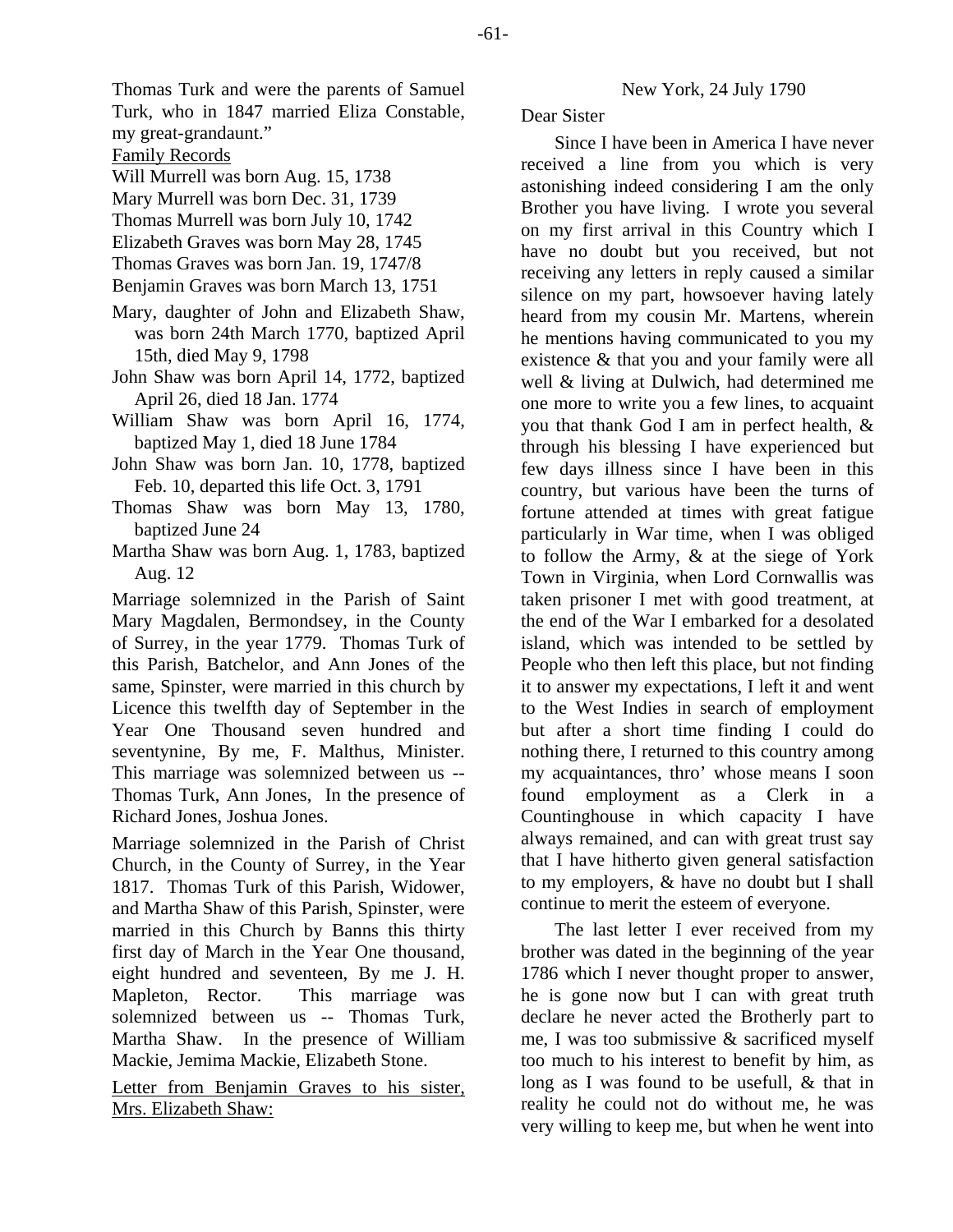Thomas Turk and were the parents of Samuel Turk, who in 1847 married Eliza Constable, my great-grandaunt."

Family Records

Will Murrell was born Aug. 15, 1738

Mary Murrell was born Dec. 31, 1739

Thomas Murrell was born July 10, 1742

Elizabeth Graves was born May 28, 1745

Thomas Graves was born Jan. 19, 1747/8

Benjamin Graves was born March 13, 1751

Mary, daughter of John and Elizabeth Shaw, was born 24th March 1770, baptized April 15th, died May 9, 1798

John Shaw was born April 14, 1772, baptized April 26, died 18 Jan. 1774

William Shaw was born April 16, 1774, baptized May 1, died 18 June 1784

John Shaw was born Jan. 10, 1778, baptized Feb. 10, departed this life Oct. 3, 1791

Thomas Shaw was born May 13, 1780, baptized June 24

Martha Shaw was born Aug. 1, 1783, baptized Aug. 12

Marriage solemnized in the Parish of Saint Mary Magdalen, Bermondsey, in the County of Surrey, in the year 1779. Thomas Turk of this Parish, Batchelor, and Ann Jones of the same, Spinster, were married in this church by Licence this twelfth day of September in the Year One Thousand seven hundred and seventynine, By me, F. Malthus, Minister. This marriage was solemnized between us -- Thomas Turk, Ann Jones, In the presence of Richard Jones, Joshua Jones.

Marriage solemnized in the Parish of Christ Church, in the County of Surrey, in the Year 1817. Thomas Turk of this Parish, Widower, and Martha Shaw of this Parish, Spinster, were married in this Church by Banns this thirty first day of March in the Year One thousand, eight hundred and seventeen, By me J. H. Mapleton, Rector. This marriage was solemnized between us -- Thomas Turk, Martha Shaw. In the presence of William Mackie, Jemima Mackie, Elizabeth Stone.

Letter from Benjamin Graves to his sister, Mrs. Elizabeth Shaw:

New York, 24 July 1790

Dear Sister

Since I have been in America I have never received a line from you which is very astonishing indeed considering I am the only Brother you have living. I wrote you several on my first arrival in this Country which I have no doubt but you received, but not receiving any letters in reply caused a similar silence on my part, howsoever having lately heard from my cousin Mr. Martens, wherein he mentions having communicated to you my existence & that you and your family were all well & living at Dulwich, had determined me one more to write you a few lines, to acquaint you that thank God I am in perfect health, & through his blessing I have experienced but few days illness since I have been in this country, but various have been the turns of fortune attended at times with great fatigue particularly in War time, when I was obliged to follow the Army, & at the siege of York Town in Virginia, when Lord Cornwallis was taken prisoner I met with good treatment, at the end of the War I embarked for a desolated island, which was intended to be settled by People who then left this place, but not finding it to answer my expectations, I left it and went to the West Indies in search of employment but after a short time finding I could do nothing there, I returned to this country among my acquaintances, thro' whose means I soon found employment as a Clerk in a Countinghouse in which capacity I have always remained, and can with great trust say that I have hitherto given general satisfaction to my employers, & have no doubt but I shall continue to merit the esteem of everyone.

The last letter I ever received from my brother was dated in the beginning of the year 1786 which I never thought proper to answer, he is gone now but I can with great truth declare he never acted the Brotherly part to me, I was too submissive & sacrificed myself too much to his interest to benefit by him, as long as I was found to be usefull, & that in reality he could not do without me, he was very willing to keep me, but when he went into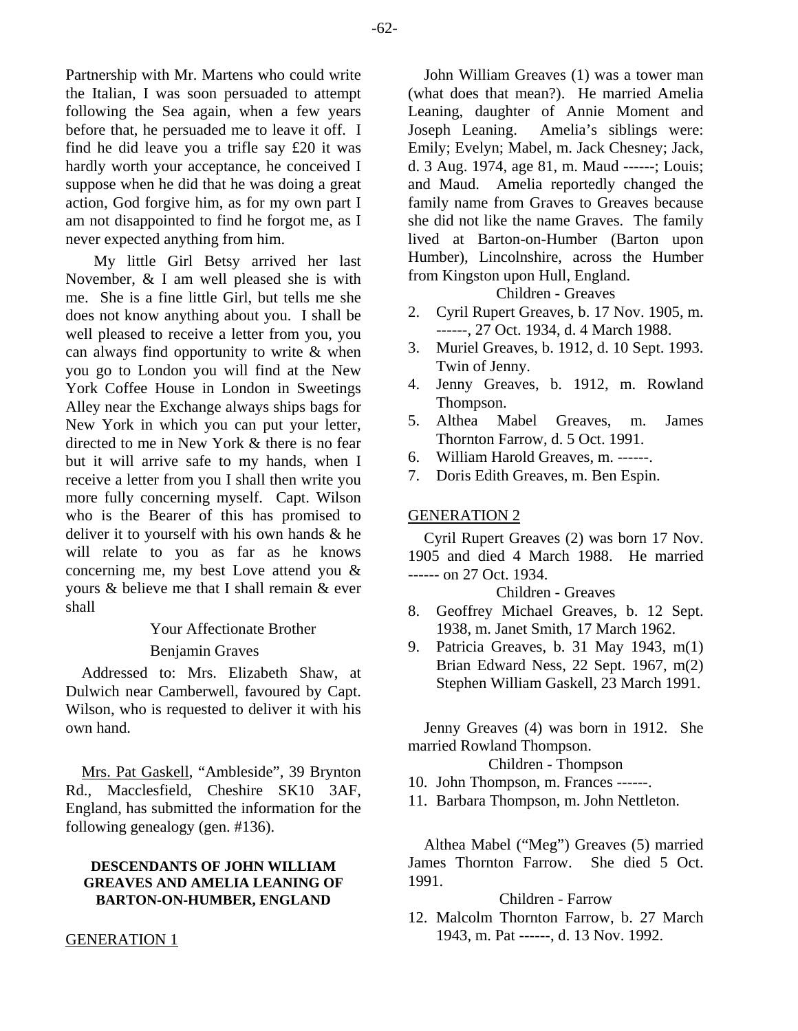Partnership with Mr. Martens who could write the Italian, I was soon persuaded to attempt following the Sea again, when a few years before that, he persuaded me to leave it off. I find he did leave you a trifle say £20 it was hardly worth your acceptance, he conceived I suppose when he did that he was doing a great action, God forgive him, as for my own part I am not disappointed to find he forgot me, as I never expected anything from him.

My little Girl Betsy arrived her last November, & I am well pleased she is with me. She is a fine little Girl, but tells me she does not know anything about you. I shall be well pleased to receive a letter from you, you can always find opportunity to write & when you go to London you will find at the New York Coffee House in London in Sweetings Alley near the Exchange always ships bags for New York in which you can put your letter, directed to me in New York & there is no fear but it will arrive safe to my hands, when I receive a letter from you I shall then write you more fully concerning myself. Capt. Wilson who is the Bearer of this has promised to deliver it to yourself with his own hands & he will relate to you as far as he knows concerning me, my best Love attend you & yours & believe me that I shall remain & ever shall

Your Affectionate Brother

Benjamin Graves

Addressed to: Mrs. Elizabeth Shaw, at Dulwich near Camberwell, favoured by Capt. Wilson, who is requested to deliver it with his own hand.

Mrs. Pat Gaskell, "Ambleside", 39 Brynton Rd., Macclesfield, Cheshire SK10 3AF, England, has submitted the information for the following genealogy (gen. #136).

**DESCENDANTS OF JOHN WILLIAM GREAVES AND AMELIA LEANING OF BARTON-ON-HUMBER, ENGLAND**

GENERATION 1

John William Greaves (1) was a tower man (what does that mean?). He married Amelia Leaning, daughter of Annie Moment and Joseph Leaning. Amelia's siblings were: Emily; Evelyn; Mabel, m. Jack Chesney; Jack, d. 3 Aug. 1974, age 81, m. Maud ------; Louis; and Maud. Amelia reportedly changed the family name from Graves to Greaves because she did not like the name Graves. The family lived at Barton-on-Humber (Barton upon Humber), Lincolnshire, across the Humber from Kingston upon Hull, England.

Children - Greaves

2. Cyril Rupert Greaves, b. 17 Nov. 1905, m. ------, 27 Oct. 1934, d. 4 March 1988.
3. Muriel Greaves, b. 1912, d. 10 Sept. 1993. Twin of Jenny.
4. Jenny Greaves, b. 1912, m. Rowland Thompson.
5. Althea Mabel Greaves, m. James Thornton Farrow, d. 5 Oct. 1991.
6. William Harold Greaves, m. ------.
7. Doris Edith Greaves, m. Ben Espin.

GENERATION 2

Cyril Rupert Greaves (2) was born 17 Nov. 1905 and died 4 March 1988. He married ------ on 27 Oct. 1934.

Children - Greaves

8. Geoffrey Michael Greaves, b. 12 Sept. 1938, m. Janet Smith, 17 March 1962.
9. Patricia Greaves, b. 31 May 1943, m(1) Brian Edward Ness, 22 Sept. 1967, m(2) Stephen William Gaskell, 23 March 1991.

Jenny Greaves (4) was born in 1912. She married Rowland Thompson.

Children - Thompson

10. John Thompson, m. Frances ------.
11. Barbara Thompson, m. John Nettleton.

Althea Mabel ("Meg") Greaves (5) married James Thornton Farrow. She died 5 Oct. 1991.

Children - Farrow

12. Malcolm Thornton Farrow, b. 27 March 1943, m. Pat ------, d. 13 Nov. 1992.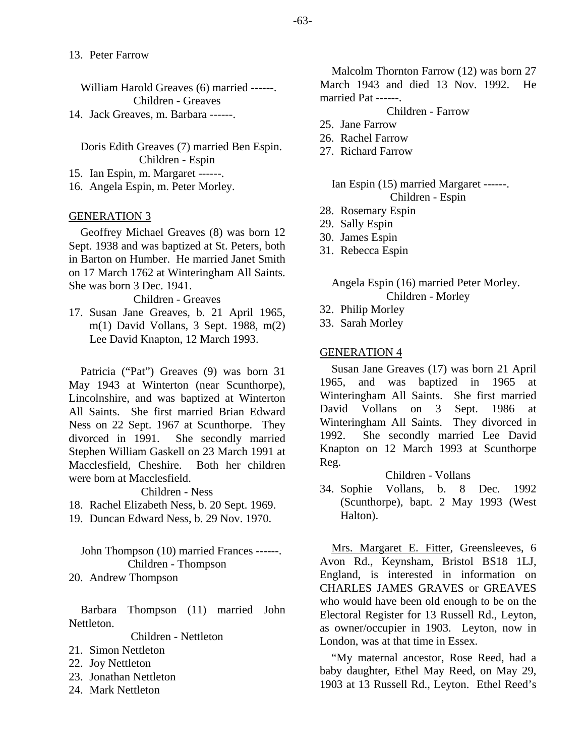13. Peter Farrow

William Harold Greaves (6) married ------.
Children - Greaves

14. Jack Greaves, m. Barbara ------.

Doris Edith Greaves (7) married Ben Espin.
Children - Espin

15. Ian Espin, m. Margaret ------.
16. Angela Espin, m. Peter Morley.

## GENERATION 3

Geoffrey Michael Greaves (8) was born 12 Sept. 1938 and was baptized at St. Peters, both in Barton on Humber. He married Janet Smith on 17 March 1762 at Winteringham All Saints. She was born 3 Dec. 1941.

Children - Greaves

17. Susan Jane Greaves, b. 21 April 1965, m(1) David Vollans, 3 Sept. 1988, m(2) Lee David Knapton, 12 March 1993.

Patricia ("Pat") Greaves (9) was born 31 May 1943 at Winterton (near Scunthorpe), Lincolnshire, and was baptized at Winterton All Saints. She first married Brian Edward Ness on 22 Sept. 1967 at Scunthorpe. They divorced in 1991. She secondly married Stephen William Gaskell on 23 March 1991 at Macclesfield, Cheshire. Both her children were born at Macclesfield.

Children - Ness

18. Rachel Elizabeth Ness, b. 20 Sept. 1969.
19. Duncan Edward Ness, b. 29 Nov. 1970.

John Thompson (10) married Frances ------.
Children - Thompson

20. Andrew Thompson

Barbara Thompson (11) married John Nettleton.

Children - Nettleton

21. Simon Nettleton
22. Joy Nettleton
23. Jonathan Nettleton
24. Mark Nettleton

Malcolm Thornton Farrow (12) was born 27 March 1943 and died 13 Nov. 1992. He married Pat ------.

Children - Farrow

25. Jane Farrow
26. Rachel Farrow
27. Richard Farrow

Ian Espin (15) married Margaret ------.
Children - Espin

28. Rosemary Espin
29. Sally Espin
30. James Espin
31. Rebecca Espin

Angela Espin (16) married Peter Morley.
Children - Morley

32. Philip Morley
33. Sarah Morley

## GENERATION 4

Susan Jane Greaves (17) was born 21 April 1965, and was baptized in 1965 at Winteringham All Saints. She first married David Vollans on 3 Sept. 1986 at Winteringham All Saints. They divorced in 1992. She secondly married Lee David Knapton on 12 March 1993 at Scunthorpe Reg.

Children - Vollans

34. Sophie Vollans, b. 8 Dec. 1992 (Scunthorpe), bapt. 2 May 1993 (West Halton).

Mrs. Margaret E. Fitter, Greensleeves, 6 Avon Rd., Keynsham, Bristol BS18 1LJ, England, is interested in information on CHARLES JAMES GRAVES or GREAVES who would have been old enough to be on the Electoral Register for 13 Russell Rd., Leyton, as owner/occupier in 1903. Leyton, now in London, was at that time in Essex.

"My maternal ancestor, Rose Reed, had a baby daughter, Ethel May Reed, on May 29, 1903 at 13 Russell Rd., Leyton. Ethel Reed's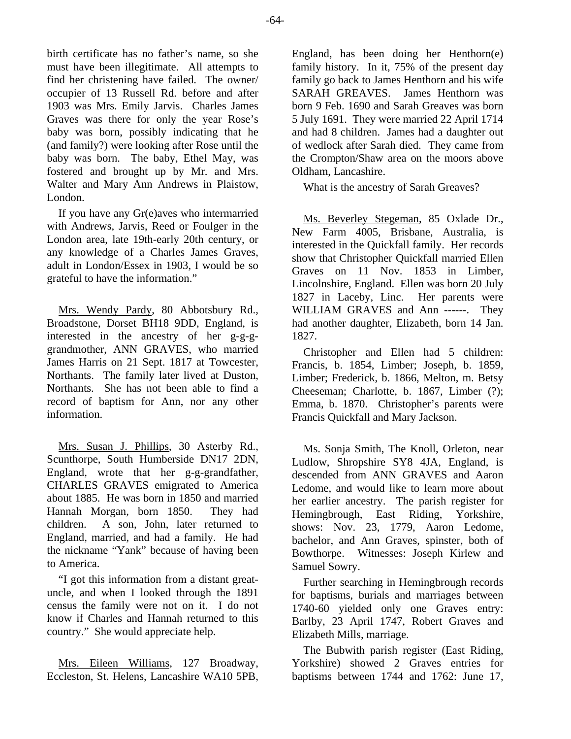birth certificate has no father's name, so she must have been illegitimate. All attempts to find her christening have failed. The owner/ occupier of 13 Russell Rd. before and after 1903 was Mrs. Emily Jarvis. Charles James Graves was there for only the year Rose's baby was born, possibly indicating that he (and family?) were looking after Rose until the baby was born. The baby, Ethel May, was fostered and brought up by Mr. and Mrs. Walter and Mary Ann Andrews in Plaistow, London.

If you have any Gr(e)aves who intermarried with Andrews, Jarvis, Reed or Foulger in the London area, late 19th-early 20th century, or any knowledge of a Charles James Graves, adult in London/Essex in 1903, I would be so grateful to have the information."

Mrs. Wendy Pardy, 80 Abbotsbury Rd., Broadstone, Dorset BH18 9DD, England, is interested in the ancestry of her g-g-g-grandmother, ANN GRAVES, who married James Harris on 21 Sept. 1817 at Towcester, Northants. The family later lived at Duston, Northants. She has not been able to find a record of baptism for Ann, nor any other information.

Mrs. Susan J. Phillips, 30 Asterby Rd., Scunthorpe, South Humberside DN17 2DN, England, wrote that her g-g-grandfather, CHARLES GRAVES emigrated to America about 1885. He was born in 1850 and married Hannah Morgan, born 1850. They had children. A son, John, later returned to England, married, and had a family. He had the nickname "Yank" because of having been to America.

"I got this information from a distant great-uncle, and when I looked through the 1891 census the family were not on it. I do not know if Charles and Hannah returned to this country." She would appreciate help.

Mrs. Eileen Williams, 127 Broadway, Eccleston, St. Helens, Lancashire WA10 5PB, England, has been doing her Henthorn(e) family history. In it, 75% of the present day family go back to James Henthorn and his wife SARAH GREAVES. James Henthorn was born 9 Feb. 1690 and Sarah Greaves was born 5 July 1691. They were married 22 April 1714 and had 8 children. James had a daughter out of wedlock after Sarah died. They came from the Crompton/Shaw area on the moors above Oldham, Lancashire.

What is the ancestry of Sarah Greaves?

Ms. Beverley Stegeman, 85 Oxlade Dr., New Farm 4005, Brisbane, Australia, is interested in the Quickfall family. Her records show that Christopher Quickfall married Ellen Graves on 11 Nov. 1853 in Limber, Lincolnshire, England. Ellen was born 20 July 1827 in Laceby, Linc. Her parents were WILLIAM GRAVES and Ann ------. They had another daughter, Elizabeth, born 14 Jan. 1827.

Christopher and Ellen had 5 children: Francis, b. 1854, Limber; Joseph, b. 1859, Limber; Frederick, b. 1866, Melton, m. Betsy Cheeseman; Charlotte, b. 1867, Limber (?); Emma, b. 1870. Christopher's parents were Francis Quickfall and Mary Jackson.

Ms. Sonja Smith, The Knoll, Orleton, near Ludlow, Shropshire SY8 4JA, England, is descended from ANN GRAVES and Aaron Ledome, and would like to learn more about her earlier ancestry. The parish register for Hemingbrough, East Riding, Yorkshire, shows: Nov. 23, 1779, Aaron Ledome, bachelor, and Ann Graves, spinster, both of Bowthorpe. Witnesses: Joseph Kirlew and Samuel Sowry.

Further searching in Hemingbrough records for baptisms, burials and marriages between 1740-60 yielded only one Graves entry: Barlby, 23 April 1747, Robert Graves and Elizabeth Mills, marriage.

The Bubwith parish register (East Riding, Yorkshire) showed 2 Graves entries for baptisms between 1744 and 1762: June 17,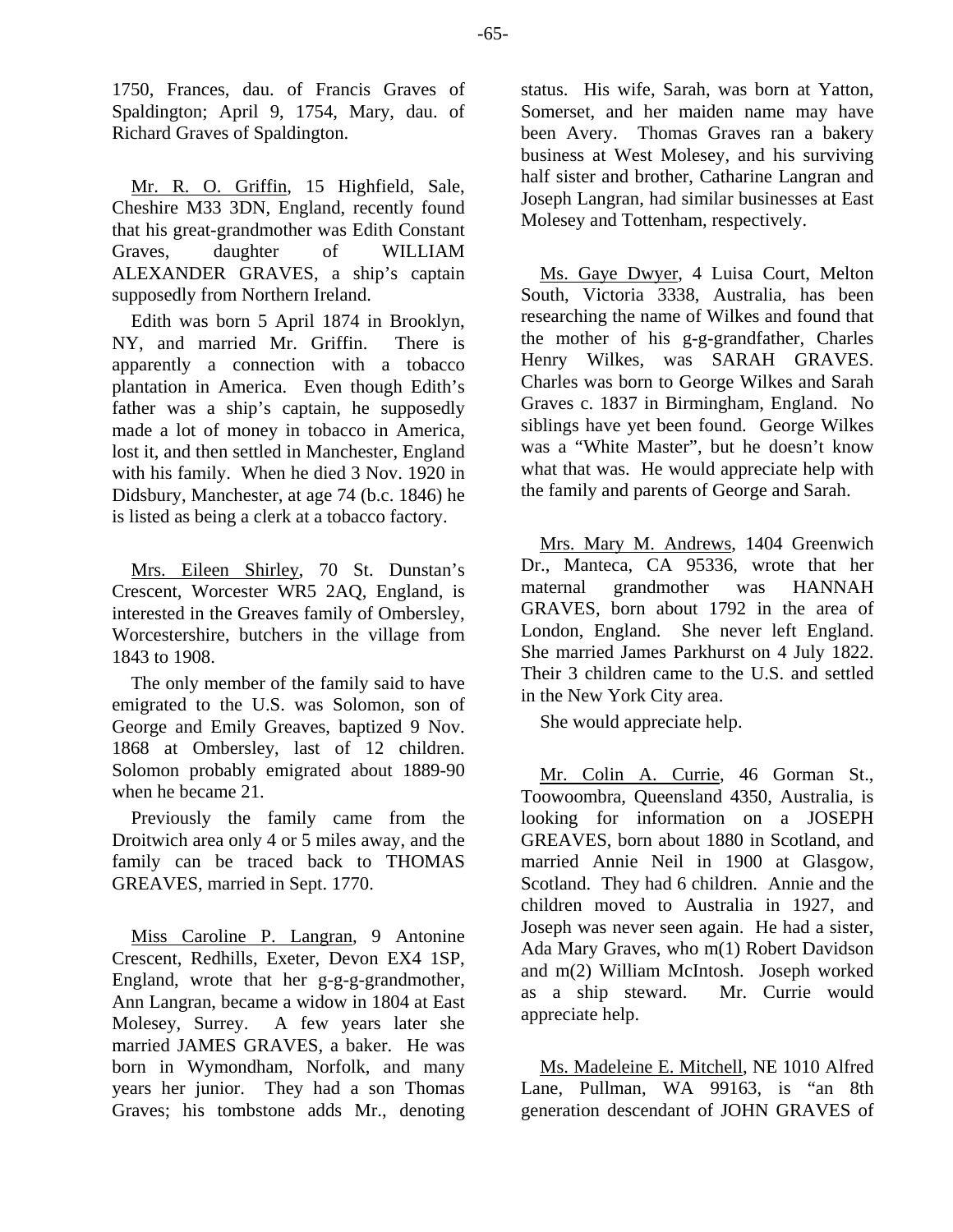1750, Frances, dau. of Francis Graves of Spaldington; April 9, 1754, Mary, dau. of Richard Graves of Spaldington.

Mr. R. O. Griffin, 15 Highfield, Sale, Cheshire M33 3DN, England, recently found that his great-grandmother was Edith Constant Graves, daughter of WILLIAM ALEXANDER GRAVES, a ship's captain supposedly from Northern Ireland.

Edith was born 5 April 1874 in Brooklyn, NY, and married Mr. Griffin. There is apparently a connection with a tobacco plantation in America. Even though Edith's father was a ship's captain, he supposedly made a lot of money in tobacco in America, lost it, and then settled in Manchester, England with his family. When he died 3 Nov. 1920 in Didsbury, Manchester, at age 74 (b.c. 1846) he is listed as being a clerk at a tobacco factory.

Mrs. Eileen Shirley, 70 St. Dunstan's Crescent, Worcester WR5 2AQ, England, is interested in the Greaves family of Ombersley, Worcestershire, butchers in the village from 1843 to 1908.

The only member of the family said to have emigrated to the U.S. was Solomon, son of George and Emily Greaves, baptized 9 Nov. 1868 at Ombersley, last of 12 children. Solomon probably emigrated about 1889-90 when he became 21.

Previously the family came from the Droitwich area only 4 or 5 miles away, and the family can be traced back to THOMAS GREAVES, married in Sept. 1770.

Miss Caroline P. Langran, 9 Antonine Crescent, Redhills, Exeter, Devon EX4 1SP, England, wrote that her g-g-g-grandmother, Ann Langran, became a widow in 1804 at East Molesey, Surrey. A few years later she married JAMES GRAVES, a baker. He was born in Wymondham, Norfolk, and many years her junior. They had a son Thomas Graves; his tombstone adds Mr., denoting status. His wife, Sarah, was born at Yatton, Somerset, and her maiden name may have been Avery. Thomas Graves ran a bakery business at West Molesey, and his surviving half sister and brother, Catharine Langran and Joseph Langran, had similar businesses at East Molesey and Tottenham, respectively.

Ms. Gaye Dwyer, 4 Luisa Court, Melton South, Victoria 3338, Australia, has been researching the name of Wilkes and found that the mother of his g-g-grandfather, Charles Henry Wilkes, was SARAH GRAVES. Charles was born to George Wilkes and Sarah Graves c. 1837 in Birmingham, England. No siblings have yet been found. George Wilkes was a "White Master", but he doesn't know what that was. He would appreciate help with the family and parents of George and Sarah.

Mrs. Mary M. Andrews, 1404 Greenwich Dr., Manteca, CA 95336, wrote that her maternal grandmother was HANNAH GRAVES, born about 1792 in the area of London, England. She never left England. She married James Parkhurst on 4 July 1822. Their 3 children came to the U.S. and settled in the New York City area.

She would appreciate help.

Mr. Colin A. Currie, 46 Gorman St., Toowoombra, Queensland 4350, Australia, is looking for information on a JOSEPH GREAVES, born about 1880 in Scotland, and married Annie Neil in 1900 at Glasgow, Scotland. They had 6 children. Annie and the children moved to Australia in 1927, and Joseph was never seen again. He had a sister, Ada Mary Graves, who m(1) Robert Davidson and m(2) William McIntosh. Joseph worked as a ship steward. Mr. Currie would appreciate help.

Ms. Madeleine E. Mitchell, NE 1010 Alfred Lane, Pullman, WA 99163, is "an 8th generation descendant of JOHN GRAVES of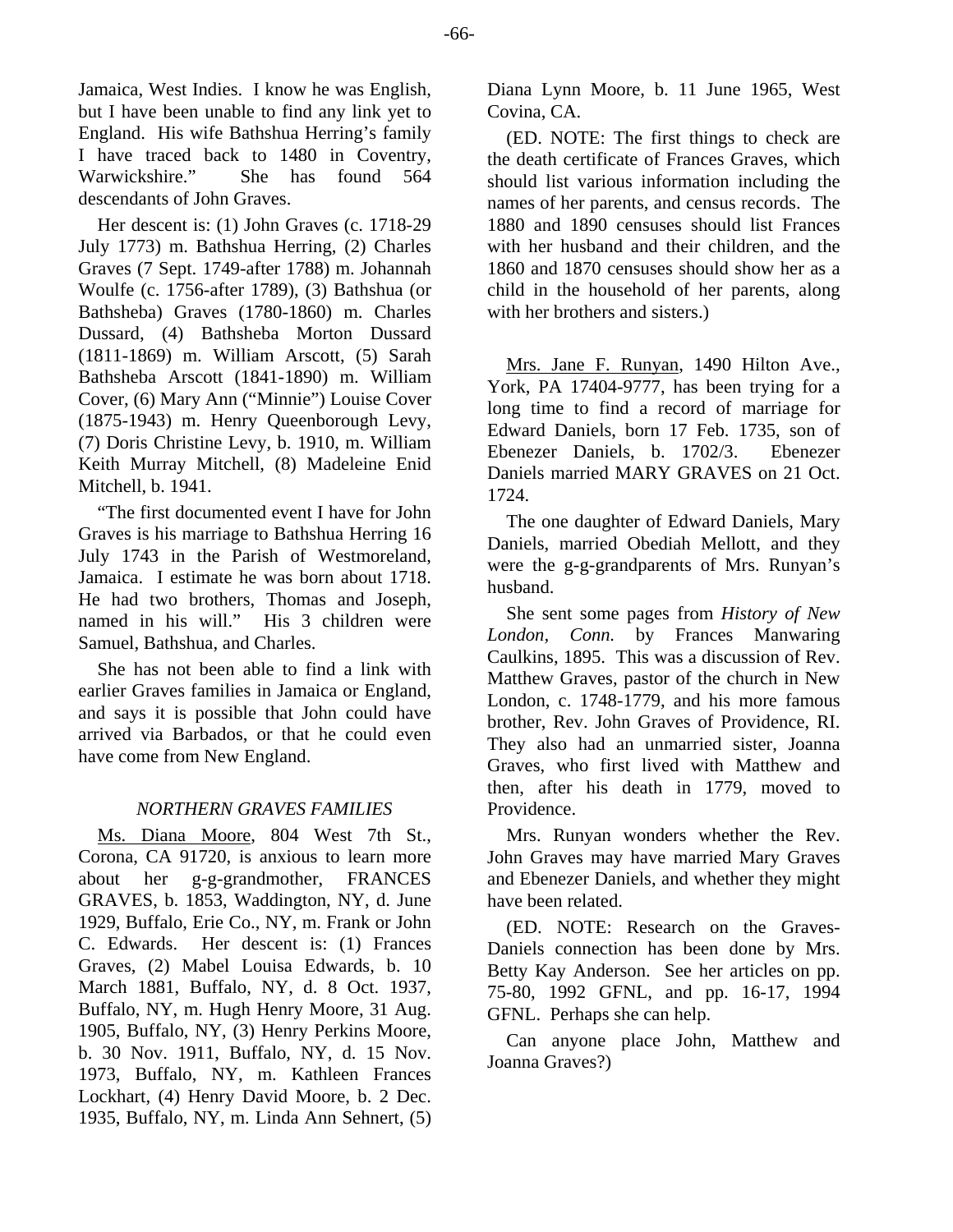Jamaica, West Indies. I know he was English, but I have been unable to find any link yet to England. His wife Bathshua Herring's family I have traced back to 1480 in Coventry, Warwickshire." She has found 564 descendants of John Graves.

Her descent is: (1) John Graves (c. 1718-29 July 1773) m. Bathshua Herring, (2) Charles Graves (7 Sept. 1749-after 1788) m. Johannah Woulfe (c. 1756-after 1789), (3) Bathshua (or Bathsheba) Graves (1780-1860) m. Charles Dussard, (4) Bathsheba Morton Dussard (1811-1869) m. William Arscott, (5) Sarah Bathsheba Arscott (1841-1890) m. William Cover, (6) Mary Ann ("Minnie") Louise Cover (1875-1943) m. Henry Queenborough Levy, (7) Doris Christine Levy, b. 1910, m. William Keith Murray Mitchell, (8) Madeleine Enid Mitchell, b. 1941.

"The first documented event I have for John Graves is his marriage to Bathshua Herring 16 July 1743 in the Parish of Westmoreland, Jamaica. I estimate he was born about 1718. He had two brothers, Thomas and Joseph, named in his will." His 3 children were Samuel, Bathshua, and Charles.

She has not been able to find a link with earlier Graves families in Jamaica or England, and says it is possible that John could have arrived via Barbados, or that he could even have come from New England.

### *NORTHERN GRAVES FAMILIES*

Ms. Diana Moore, 804 West 7th St., Corona, CA 91720, is anxious to learn more about her g-g-grandmother, FRANCES GRAVES, b. 1853, Waddington, NY, d. June 1929, Buffalo, Erie Co., NY, m. Frank or John C. Edwards. Her descent is: (1) Frances Graves, (2) Mabel Louisa Edwards, b. 10 March 1881, Buffalo, NY, d. 8 Oct. 1937, Buffalo, NY, m. Hugh Henry Moore, 31 Aug. 1905, Buffalo, NY, (3) Henry Perkins Moore, b. 30 Nov. 1911, Buffalo, NY, d. 15 Nov. 1973, Buffalo, NY, m. Kathleen Frances Lockhart, (4) Henry David Moore, b. 2 Dec. 1935, Buffalo, NY, m. Linda Ann Sehnert, (5) Diana Lynn Moore, b. 11 June 1965, West Covina, CA.

(ED. NOTE: The first things to check are the death certificate of Frances Graves, which should list various information including the names of her parents, and census records. The 1880 and 1890 censuses should list Frances with her husband and their children, and the 1860 and 1870 censuses should show her as a child in the household of her parents, along with her brothers and sisters.)

Mrs. Jane F. Runyan, 1490 Hilton Ave., York, PA 17404-9777, has been trying for a long time to find a record of marriage for Edward Daniels, born 17 Feb. 1735, son of Ebenezer Daniels, b. 1702/3. Ebenezer Daniels married MARY GRAVES on 21 Oct. 1724.

The one daughter of Edward Daniels, Mary Daniels, married Obediah Mellott, and they were the g-g-grandparents of Mrs. Runyan's husband.

She sent some pages from *History of New London, Conn.* by Frances Manwaring Caulkins, 1895. This was a discussion of Rev. Matthew Graves, pastor of the church in New London, c. 1748-1779, and his more famous brother, Rev. John Graves of Providence, RI. They also had an unmarried sister, Joanna Graves, who first lived with Matthew and then, after his death in 1779, moved to Providence.

Mrs. Runyan wonders whether the Rev. John Graves may have married Mary Graves and Ebenezer Daniels, and whether they might have been related.

(ED. NOTE: Research on the Graves-Daniels connection has been done by Mrs. Betty Kay Anderson. See her articles on pp. 75-80, 1992 GFNL, and pp. 16-17, 1994 GFNL. Perhaps she can help.

Can anyone place John, Matthew and Joanna Graves?)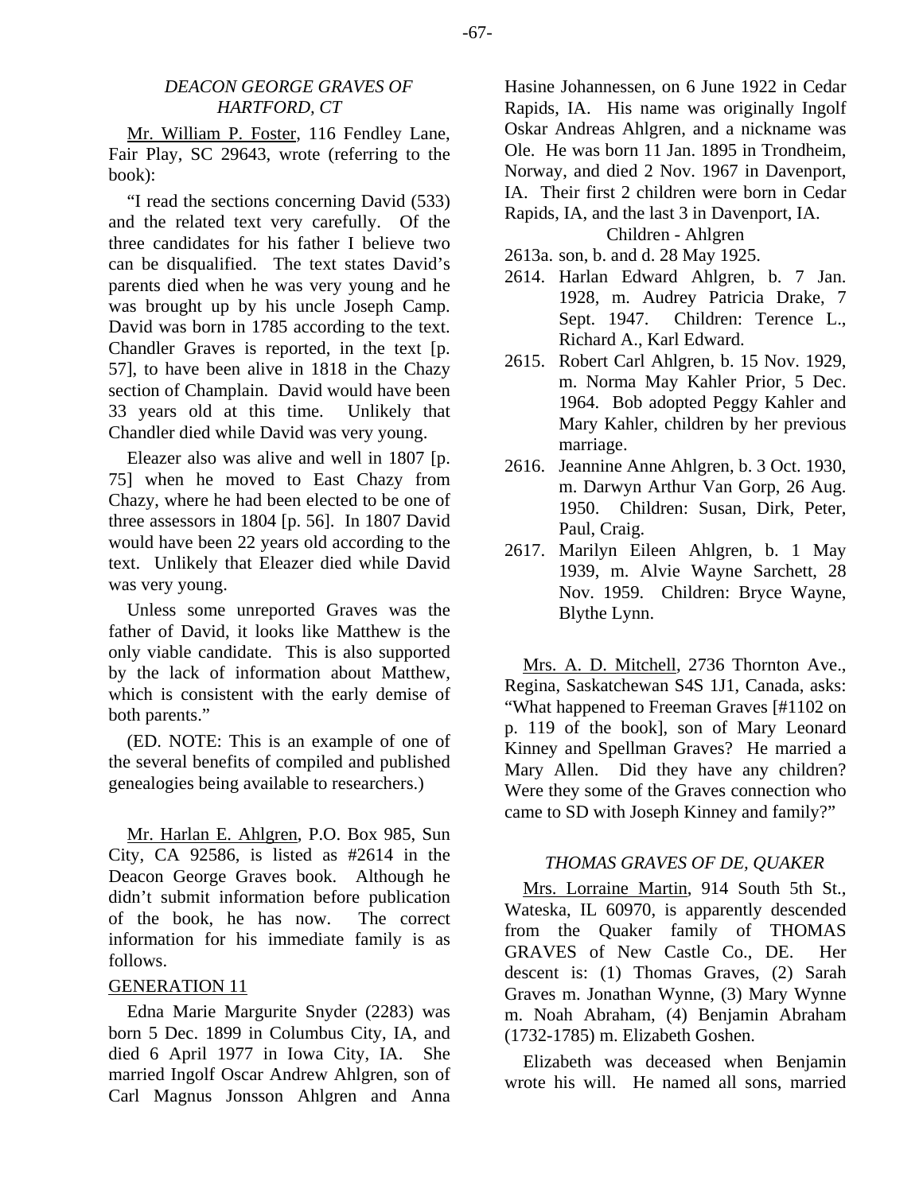## *DEACON GEORGE GRAVES OF HARTFORD, CT*

Mr. William P. Foster, 116 Fendley Lane, Fair Play, SC 29643, wrote (referring to the book):

"I read the sections concerning David (533) and the related text very carefully. Of the three candidates for his father I believe two can be disqualified. The text states David's parents died when he was very young and he was brought up by his uncle Joseph Camp. David was born in 1785 according to the text. Chandler Graves is reported, in the text [p. 57], to have been alive in 1818 in the Chazy section of Champlain. David would have been 33 years old at this time. Unlikely that Chandler died while David was very young.

Eleazer also was alive and well in 1807 [p. 75] when he moved to East Chazy from Chazy, where he had been elected to be one of three assessors in 1804 [p. 56]. In 1807 David would have been 22 years old according to the text. Unlikely that Eleazer died while David was very young.

Unless some unreported Graves was the father of David, it looks like Matthew is the only viable candidate. This is also supported by the lack of information about Matthew, which is consistent with the early demise of both parents."

(ED. NOTE: This is an example of one of the several benefits of compiled and published genealogies being available to researchers.)

Mr. Harlan E. Ahlgren, P.O. Box 985, Sun City, CA 92586, is listed as #2614 in the Deacon George Graves book. Although he didn't submit information before publication of the book, he has now. The correct information for his immediate family is as follows.

GENERATION 11

Edna Marie Margurite Snyder (2283) was born 5 Dec. 1899 in Columbus City, IA, and died 6 April 1977 in Iowa City, IA. She married Ingolf Oscar Andrew Ahlgren, son of Carl Magnus Jonsson Ahlgren and Anna Hasine Johannessen, on 6 June 1922 in Cedar Rapids, IA. His name was originally Ingolf Oskar Andreas Ahlgren, and a nickname was Ole. He was born 11 Jan. 1895 in Trondheim, Norway, and died 2 Nov. 1967 in Davenport, IA. Their first 2 children were born in Cedar Rapids, IA, and the last 3 in Davenport, IA.

Children - Ahlgren

2613a. son, b. and d. 28 May 1925.

2614. Harlan Edward Ahlgren, b. 7 Jan. 1928, m. Audrey Patricia Drake, 7 Sept. 1947. Children: Terence L., Richard A., Karl Edward.

2615. Robert Carl Ahlgren, b. 15 Nov. 1929, m. Norma May Kahler Prior, 5 Dec. 1964. Bob adopted Peggy Kahler and Mary Kahler, children by her previous marriage.

2616. Jeannine Anne Ahlgren, b. 3 Oct. 1930, m. Darwyn Arthur Van Gorp, 26 Aug. 1950. Children: Susan, Dirk, Peter, Paul, Craig.

2617. Marilyn Eileen Ahlgren, b. 1 May 1939, m. Alvie Wayne Sarchett, 28 Nov. 1959. Children: Bryce Wayne, Blythe Lynn.

Mrs. A. D. Mitchell, 2736 Thornton Ave., Regina, Saskatchewan S4S 1J1, Canada, asks: "What happened to Freeman Graves [#1102 on p. 119 of the book], son of Mary Leonard Kinney and Spellman Graves? He married a Mary Allen. Did they have any children? Were they some of the Graves connection who came to SD with Joseph Kinney and family?"

## *THOMAS GRAVES OF DE, QUAKER*

Mrs. Lorraine Martin, 914 South 5th St., Wateska, IL 60970, is apparently descended from the Quaker family of THOMAS GRAVES of New Castle Co., DE. Her descent is: (1) Thomas Graves, (2) Sarah Graves m. Jonathan Wynne, (3) Mary Wynne m. Noah Abraham, (4) Benjamin Abraham (1732-1785) m. Elizabeth Goshen.

Elizabeth was deceased when Benjamin wrote his will. He named all sons, married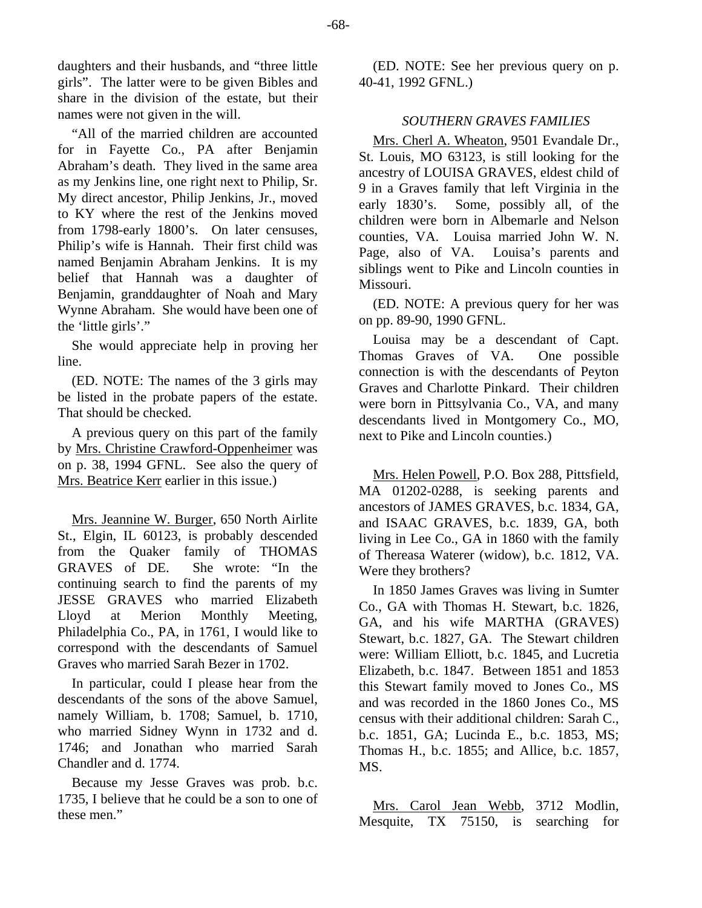daughters and their husbands, and "three little girls". The latter were to be given Bibles and share in the division of the estate, but their names were not given in the will.

"All of the married children are accounted for in Fayette Co., PA after Benjamin Abraham's death. They lived in the same area as my Jenkins line, one right next to Philip, Sr. My direct ancestor, Philip Jenkins, Jr., moved to KY where the rest of the Jenkins moved from 1798-early 1800's. On later censuses, Philip's wife is Hannah. Their first child was named Benjamin Abraham Jenkins. It is my belief that Hannah was a daughter of Benjamin, granddaughter of Noah and Mary Wynne Abraham. She would have been one of the 'little girls'."

She would appreciate help in proving her line.

(ED. NOTE: The names of the 3 girls may be listed in the probate papers of the estate. That should be checked.

A previous query on this part of the family by Mrs. Christine Crawford-Oppenheimer was on p. 38, 1994 GFNL. See also the query of Mrs. Beatrice Kerr earlier in this issue.)

Mrs. Jeannine W. Burger, 650 North Airlite St., Elgin, IL 60123, is probably descended from the Quaker family of THOMAS GRAVES of DE. She wrote: "In the continuing search to find the parents of my JESSE GRAVES who married Elizabeth Lloyd at Merion Monthly Meeting, Philadelphia Co., PA, in 1761, I would like to correspond with the descendants of Samuel Graves who married Sarah Bezer in 1702.

In particular, could I please hear from the descendants of the sons of the above Samuel, namely William, b. 1708; Samuel, b. 1710, who married Sidney Wynn in 1732 and d. 1746; and Jonathan who married Sarah Chandler and d. 1774.

Because my Jesse Graves was prob. b.c. 1735, I believe that he could be a son to one of these men."

(ED. NOTE: See her previous query on p. 40-41, 1992 GFNL.)

### *SOUTHERN GRAVES FAMILIES*

Mrs. Cherl A. Wheaton, 9501 Evandale Dr., St. Louis, MO 63123, is still looking for the ancestry of LOUISA GRAVES, eldest child of 9 in a Graves family that left Virginia in the early 1830's. Some, possibly all, of the children were born in Albemarle and Nelson counties, VA. Louisa married John W. N. Page, also of VA. Louisa's parents and siblings went to Pike and Lincoln counties in Missouri.

(ED. NOTE: A previous query for her was on pp. 89-90, 1990 GFNL.

Louisa may be a descendant of Capt. Thomas Graves of VA. One possible connection is with the descendants of Peyton Graves and Charlotte Pinkard. Their children were born in Pittsylvania Co., VA, and many descendants lived in Montgomery Co., MO, next to Pike and Lincoln counties.)

Mrs. Helen Powell, P.O. Box 288, Pittsfield, MA 01202-0288, is seeking parents and ancestors of JAMES GRAVES, b.c. 1834, GA, and ISAAC GRAVES, b.c. 1839, GA, both living in Lee Co., GA in 1860 with the family of Thereasa Waterer (widow), b.c. 1812, VA. Were they brothers?

In 1850 James Graves was living in Sumter Co., GA with Thomas H. Stewart, b.c. 1826, GA, and his wife MARTHA (GRAVES) Stewart, b.c. 1827, GA. The Stewart children were: William Elliott, b.c. 1845, and Lucretia Elizabeth, b.c. 1847. Between 1851 and 1853 this Stewart family moved to Jones Co., MS and was recorded in the 1860 Jones Co., MS census with their additional children: Sarah C., b.c. 1851, GA; Lucinda E., b.c. 1853, MS; Thomas H., b.c. 1855; and Allice, b.c. 1857, MS.

Mrs. Carol Jean Webb, 3712 Modlin, Mesquite, TX 75150, is searching for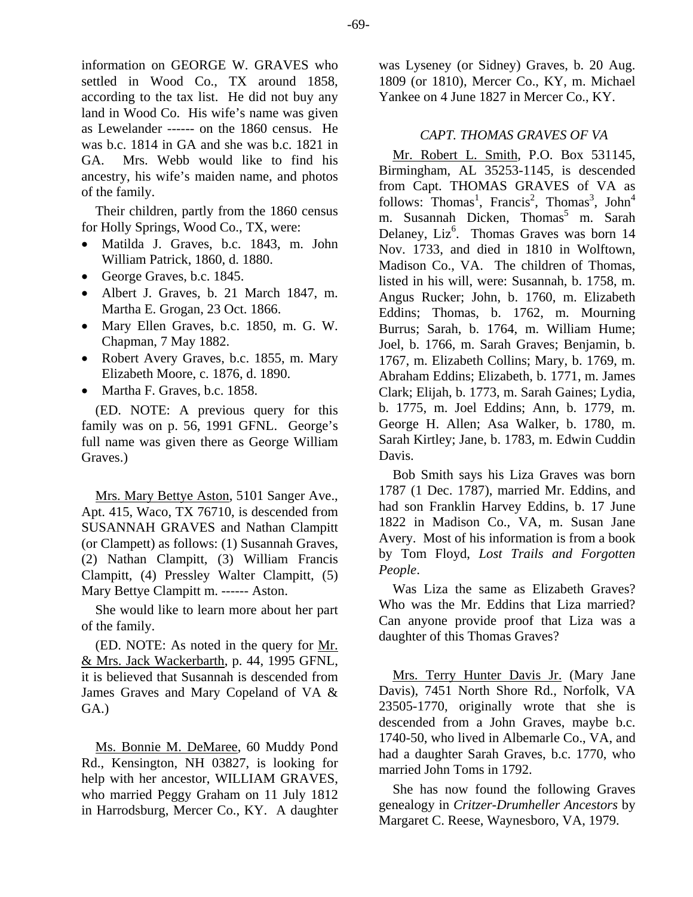information on GEORGE W. GRAVES who settled in Wood Co., TX around 1858, according to the tax list. He did not buy any land in Wood Co. His wife's name was given as Lewelander ------ on the 1860 census. He was b.c. 1814 in GA and she was b.c. 1821 in GA. Mrs. Webb would like to find his ancestry, his wife's maiden name, and photos of the family.

Their children, partly from the 1860 census for Holly Springs, Wood Co., TX, were:

- Matilda J. Graves, b.c. 1843, m. John William Patrick, 1860, d. 1880.
- George Graves, b.c. 1845.
- Albert J. Graves, b. 21 March 1847, m. Martha E. Grogan, 23 Oct. 1866.
- Mary Ellen Graves, b.c. 1850, m. G. W. Chapman, 7 May 1882.
- Robert Avery Graves, b.c. 1855, m. Mary Elizabeth Moore, c. 1876, d. 1890.
- Martha F. Graves, b.c. 1858.

(ED. NOTE: A previous query for this family was on p. 56, 1991 GFNL. George's full name was given there as George William Graves.)

Mrs. Mary Bettye Aston, 5101 Sanger Ave., Apt. 415, Waco, TX 76710, is descended from SUSANNAH GRAVES and Nathan Clampitt (or Clampett) as follows: (1) Susannah Graves, (2) Nathan Clampitt, (3) William Francis Clampitt, (4) Pressley Walter Clampitt, (5) Mary Bettye Clampitt m. ------ Aston.

She would like to learn more about her part of the family.

(ED. NOTE: As noted in the query for Mr. & Mrs. Jack Wackerbarth, p. 44, 1995 GFNL, it is believed that Susannah is descended from James Graves and Mary Copeland of VA & GA.)

Ms. Bonnie M. DeMaree, 60 Muddy Pond Rd., Kensington, NH 03827, is looking for help with her ancestor, WILLIAM GRAVES, who married Peggy Graham on 11 July 1812 in Harrodsburg, Mercer Co., KY. A daughter was Lyseney (or Sidney) Graves, b. 20 Aug. 1809 (or 1810), Mercer Co., KY, m. Michael Yankee on 4 June 1827 in Mercer Co., KY.

### *CAPT. THOMAS GRAVES OF VA*

Mr. Robert L. Smith, P.O. Box 531145, Birmingham, AL 35253-1145, is descended from Capt. THOMAS GRAVES of VA as follows: Thomas[1], Francis[2], Thomas[3], John[4] m. Susannah Dicken, Thomas[5] m. Sarah Delaney, Liz[6]. Thomas Graves was born 14 Nov. 1733, and died in 1810 in Wolftown, Madison Co., VA. The children of Thomas, listed in his will, were: Susannah, b. 1758, m. Angus Rucker; John, b. 1760, m. Elizabeth Eddins; Thomas, b. 1762, m. Mourning Burrus; Sarah, b. 1764, m. William Hume; Joel, b. 1766, m. Sarah Graves; Benjamin, b. 1767, m. Elizabeth Collins; Mary, b. 1769, m. Abraham Eddins; Elizabeth, b. 1771, m. James Clark; Elijah, b. 1773, m. Sarah Gaines; Lydia, b. 1775, m. Joel Eddins; Ann, b. 1779, m. George H. Allen; Asa Walker, b. 1780, m. Sarah Kirtley; Jane, b. 1783, m. Edwin Cuddin Davis.

Bob Smith says his Liza Graves was born 1787 (1 Dec. 1787), married Mr. Eddins, and had son Franklin Harvey Eddins, b. 17 June 1822 in Madison Co., VA, m. Susan Jane Avery. Most of his information is from a book by Tom Floyd, *Lost Trails and Forgotten People*.

Was Liza the same as Elizabeth Graves? Who was the Mr. Eddins that Liza married? Can anyone provide proof that Liza was a daughter of this Thomas Graves?

Mrs. Terry Hunter Davis Jr. (Mary Jane Davis), 7451 North Shore Rd., Norfolk, VA 23505-1770, originally wrote that she is descended from a John Graves, maybe b.c. 1740-50, who lived in Albemarle Co., VA, and had a daughter Sarah Graves, b.c. 1770, who married John Toms in 1792.

She has now found the following Graves genealogy in *Critzer-Drumheller Ancestors* by Margaret C. Reese, Waynesboro, VA, 1979.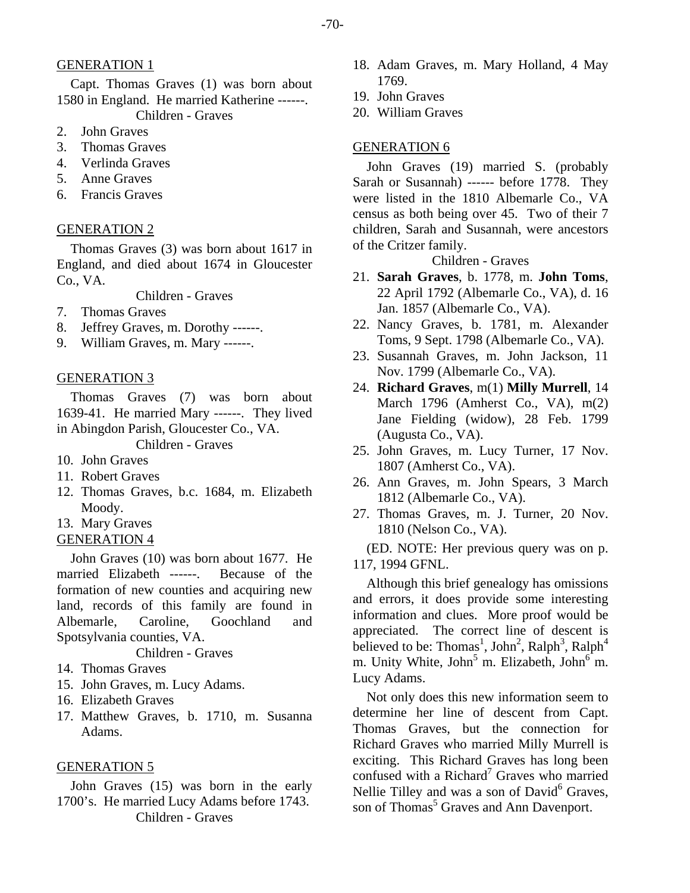GENERATION 1

Capt. Thomas Graves (1) was born about 1580 in England. He married Katherine ------.

Children - Graves

2. John Graves
3. Thomas Graves
4. Verlinda Graves
5. Anne Graves
6. Francis Graves

GENERATION 2

Thomas Graves (3) was born about 1617 in England, and died about 1674 in Gloucester Co., VA.

Children - Graves

7. Thomas Graves
8. Jeffrey Graves, m. Dorothy ------.
9. William Graves, m. Mary ------.

GENERATION 3

Thomas Graves (7) was born about 1639-41. He married Mary ------. They lived in Abingdon Parish, Gloucester Co., VA.

Children - Graves

10. John Graves
11. Robert Graves
12. Thomas Graves, b.c. 1684, m. Elizabeth Moody.
13. Mary Graves

GENERATION 4

John Graves (10) was born about 1677. He married Elizabeth ------. Because of the formation of new counties and acquiring new land, records of this family are found in Albemarle, Caroline, Goochland and Spotsylvania counties, VA.

Children - Graves

14. Thomas Graves
15. John Graves, m. Lucy Adams.
16. Elizabeth Graves
17. Matthew Graves, b. 1710, m. Susanna Adams.

GENERATION 5

John Graves (15) was born in the early 1700's. He married Lucy Adams before 1743.

Children - Graves

18. Adam Graves, m. Mary Holland, 4 May 1769.
19. John Graves
20. William Graves

GENERATION 6

John Graves (19) married S. (probably Sarah or Susannah) ------ before 1778. They were listed in the 1810 Albemarle Co., VA census as both being over 45. Two of their 7 children, Sarah and Susannah, were ancestors of the Critzer family.

Children - Graves

21. **Sarah Graves**, b. 1778, m. **John Toms**, 22 April 1792 (Albemarle Co., VA), d. 16 Jan. 1857 (Albemarle Co., VA).
22. Nancy Graves, b. 1781, m. Alexander Toms, 9 Sept. 1798 (Albemarle Co., VA).
23. Susannah Graves, m. John Jackson, 11 Nov. 1799 (Albemarle Co., VA).
24. **Richard Graves**, m(1) **Milly Murrell**, 14 March 1796 (Amherst Co., VA), m(2) Jane Fielding (widow), 28 Feb. 1799 (Augusta Co., VA).
25. John Graves, m. Lucy Turner, 17 Nov. 1807 (Amherst Co., VA).
26. Ann Graves, m. John Spears, 3 March 1812 (Albemarle Co., VA).
27. Thomas Graves, m. J. Turner, 20 Nov. 1810 (Nelson Co., VA).

(ED. NOTE: Her previous query was on p. 117, 1994 GFNL.

Although this brief genealogy has omissions and errors, it does provide some interesting information and clues. More proof would be appreciated. The correct line of descent is believed to be: Thomas$^1$, John$^2$, Ralph$^3$, Ralph$^4$ m. Unity White, John$^5$ m. Elizabeth, John$^6$ m. Lucy Adams.

Not only does this new information seem to determine her line of descent from Capt. Thomas Graves, but the connection for Richard Graves who married Milly Murrell is exciting. This Richard Graves has long been confused with a Richard$^7$ Graves who married Nellie Tilley and was a son of David$^6$ Graves, son of Thomas$^5$ Graves and Ann Davenport.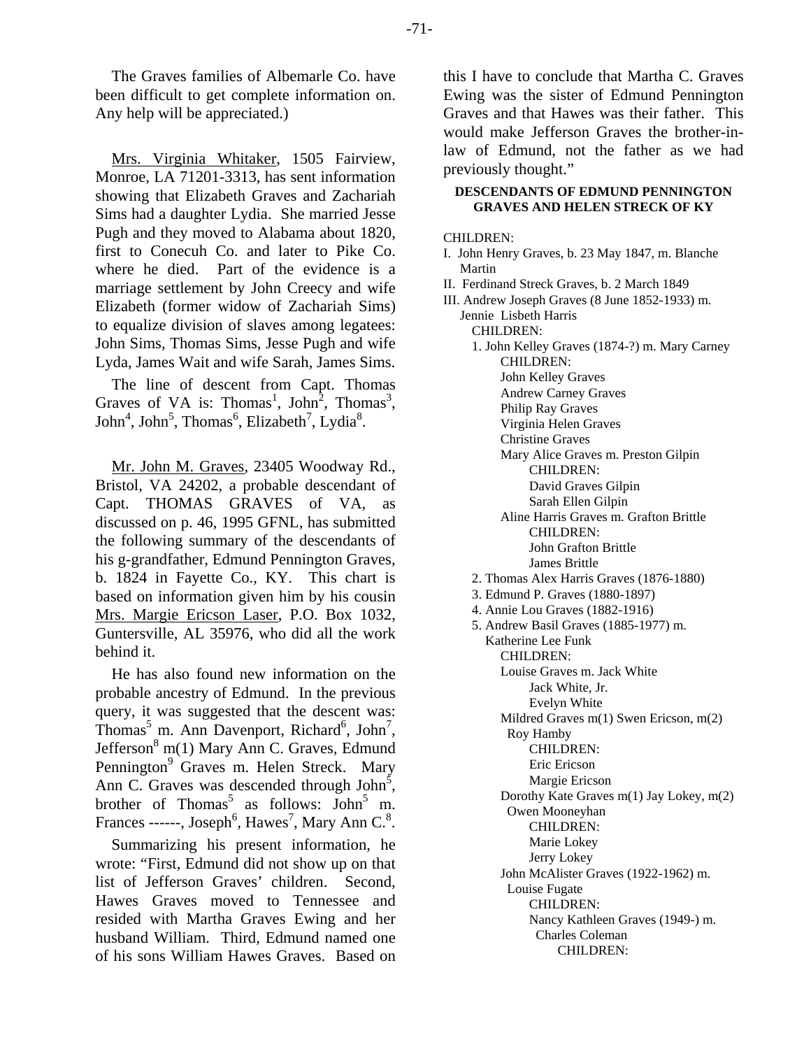The Graves families of Albemarle Co. have been difficult to get complete information on. Any help will be appreciated.)

Mrs. Virginia Whitaker, 1505 Fairview, Monroe, LA 71201-3313, has sent information showing that Elizabeth Graves and Zachariah Sims had a daughter Lydia. She married Jesse Pugh and they moved to Alabama about 1820, first to Conecuh Co. and later to Pike Co. where he died. Part of the evidence is a marriage settlement by John Creecy and wife Elizabeth (former widow of Zachariah Sims) to equalize division of slaves among legatees: John Sims, Thomas Sims, Jesse Pugh and wife Lyda, James Wait and wife Sarah, James Sims.

The line of descent from Capt. Thomas Graves of VA is: Thomas[1], John[2], Thomas[3], John[4], John[5], Thomas[6], Elizabeth[7], Lydia[8].

Mr. John M. Graves, 23405 Woodway Rd., Bristol, VA 24202, a probable descendant of Capt. THOMAS GRAVES of VA, as discussed on p. 46, 1995 GFNL, has submitted the following summary of the descendants of his g-grandfather, Edmund Pennington Graves, b. 1824 in Fayette Co., KY. This chart is based on information given him by his cousin Mrs. Margie Ericson Laser, P.O. Box 1032, Guntersville, AL 35976, who did all the work behind it.

He has also found new information on the probable ancestry of Edmund. In the previous query, it was suggested that the descent was: Thomas[5] m. Ann Davenport, Richard[6], John[7], Jefferson[8] m(1) Mary Ann C. Graves, Edmund Pennington[9] Graves m. Helen Streck. Mary Ann C. Graves was descended through John[5], brother of Thomas[5] as follows: John[5] m. Frances ------, Joseph[6], Hawes[7], Mary Ann C.[8].

Summarizing his present information, he wrote: "First, Edmund did not show up on that list of Jefferson Graves' children. Second, Hawes Graves moved to Tennessee and resided with Martha Graves Ewing and her husband William. Third, Edmund named one of his sons William Hawes Graves. Based on this I have to conclude that Martha C. Graves Ewing was the sister of Edmund Pennington Graves and that Hawes was their father. This would make Jefferson Graves the brother-in-law of Edmund, not the father as we had previously thought."

**DESCENDANTS OF EDMUND PENNINGTON GRAVES AND HELEN STRECK OF KY**

CHILDREN:
- I. John Henry Graves, b. 23 May 1847, m. Blanche Martin
- II. Ferdinand Streck Graves, b. 2 March 1849
- III. Andrew Joseph Graves (8 June 1852-1933) m. Jennie Lisbeth Harris
  - CHILDREN:
  - 1. John Kelley Graves (1874-?) m. Mary Carney
    - CHILDREN:
    - John Kelley Graves
    - Andrew Carney Graves
    - Philip Ray Graves
    - Virginia Helen Graves
    - Christine Graves
    - Mary Alice Graves m. Preston Gilpin
      - CHILDREN:
      - David Graves Gilpin
      - Sarah Ellen Gilpin
    - Aline Harris Graves m. Grafton Brittle
      - CHILDREN:
      - John Grafton Brittle
      - James Brittle
  - 2. Thomas Alex Harris Graves (1876-1880)
  - 3. Edmund P. Graves (1880-1897)
  - 4. Annie Lou Graves (1882-1916)
  - 5. Andrew Basil Graves (1885-1977) m. Katherine Lee Funk
    - CHILDREN:
    - Louise Graves m. Jack White
      - Jack White, Jr.
      - Evelyn White
    - Mildred Graves m(1) Swen Ericson, m(2) Roy Hamby
      - CHILDREN:
      - Eric Ericson
      - Margie Ericson
    - Dorothy Kate Graves m(1) Jay Lokey, m(2) Owen Mooneyhan
      - CHILDREN:
      - Marie Lokey
      - Jerry Lokey
    - John McAlister Graves (1922-1962) m. Louise Fugate
      - CHILDREN:
      - Nancy Kathleen Graves (1949-) m. Charles Coleman
        - CHILDREN: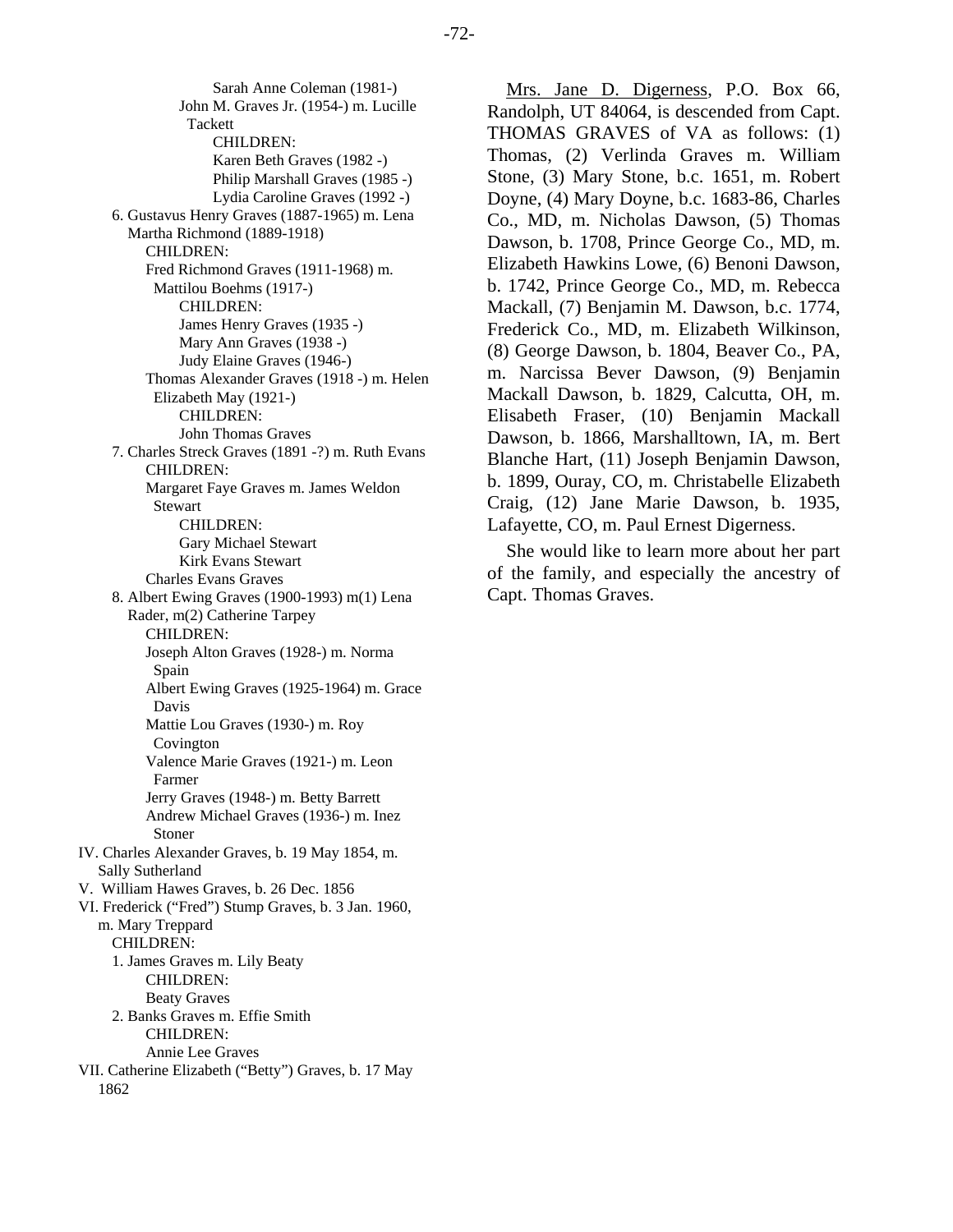Sarah Anne Coleman (1981-)

John M. Graves Jr. (1954-) m. Lucille Tackett

CHILDREN:

Karen Beth Graves (1982 -)

Philip Marshall Graves (1985 -)

Lydia Caroline Graves (1992 -)

6. Gustavus Henry Graves (1887-1965) m. Lena Martha Richmond (1889-1918)

CHILDREN:

Fred Richmond Graves (1911-1968) m. Mattilou Boehms (1917-)

CHILDREN:

James Henry Graves (1935 -)

Mary Ann Graves (1938 -)

Judy Elaine Graves (1946-)

Thomas Alexander Graves (1918 -) m. Helen Elizabeth May (1921-)

CHILDREN:

John Thomas Graves

7. Charles Streck Graves (1891 -?) m. Ruth Evans

CHILDREN:

Margaret Faye Graves m. James Weldon Stewart

CHILDREN:

Gary Michael Stewart

Kirk Evans Stewart

Charles Evans Graves

8. Albert Ewing Graves (1900-1993) m(1) Lena Rader, m(2) Catherine Tarpey

CHILDREN:

Joseph Alton Graves (1928-) m. Norma Spain

Albert Ewing Graves (1925-1964) m. Grace Davis

Mattie Lou Graves (1930-) m. Roy Covington

Valence Marie Graves (1921-) m. Leon Farmer

Jerry Graves (1948-) m. Betty Barrett

Andrew Michael Graves (1936-) m. Inez Stoner

IV. Charles Alexander Graves, b. 19 May 1854, m. Sally Sutherland

V. William Hawes Graves, b. 26 Dec. 1856

VI. Frederick ("Fred") Stump Graves, b. 3 Jan. 1960, m. Mary Treppard

CHILDREN:

1. James Graves m. Lily Beaty

CHILDREN:

Beaty Graves

2. Banks Graves m. Effie Smith

CHILDREN:

Annie Lee Graves

VII. Catherine Elizabeth ("Betty") Graves, b. 17 May 1862

Mrs. Jane D. Digerness, P.O. Box 66, Randolph, UT 84064, is descended from Capt. THOMAS GRAVES of VA as follows: (1) Thomas, (2) Verlinda Graves m. William Stone, (3) Mary Stone, b.c. 1651, m. Robert Doyne, (4) Mary Doyne, b.c. 1683-86, Charles Co., MD, m. Nicholas Dawson, (5) Thomas Dawson, b. 1708, Prince George Co., MD, m. Elizabeth Hawkins Lowe, (6) Benoni Dawson, b. 1742, Prince George Co., MD, m. Rebecca Mackall, (7) Benjamin M. Dawson, b.c. 1774, Frederick Co., MD, m. Elizabeth Wilkinson, (8) George Dawson, b. 1804, Beaver Co., PA, m. Narcissa Bever Dawson, (9) Benjamin Mackall Dawson, b. 1829, Calcutta, OH, m. Elisabeth Fraser, (10) Benjamin Mackall Dawson, b. 1866, Marshalltown, IA, m. Bert Blanche Hart, (11) Joseph Benjamin Dawson, b. 1899, Ouray, CO, m. Christabelle Elizabeth Craig, (12) Jane Marie Dawson, b. 1935, Lafayette, CO, m. Paul Ernest Digerness.

She would like to learn more about her part of the family, and especially the ancestry of Capt. Thomas Graves.